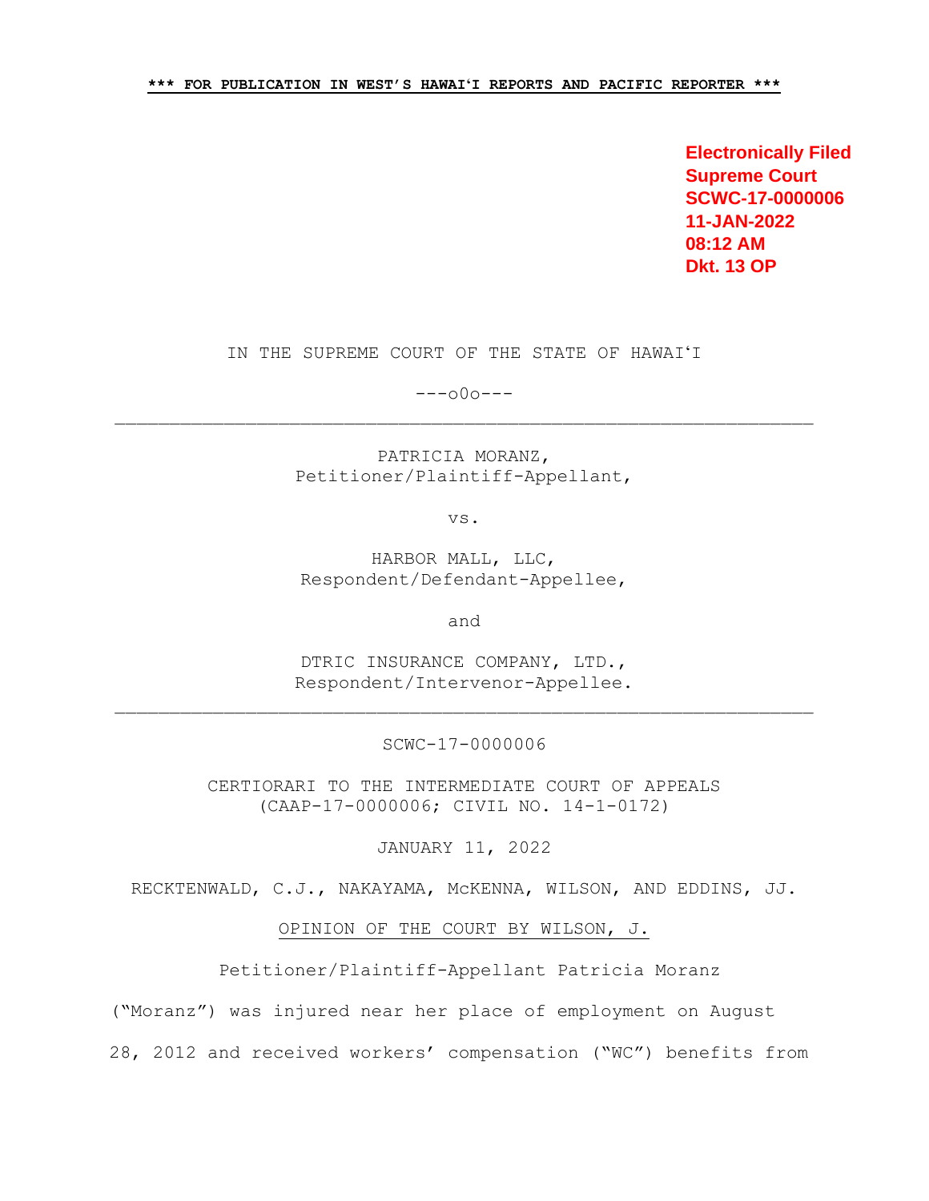**\*\*\* FOR PUBLICATION IN WEST'S HAWAIʻI REPORTS AND PACIFIC REPORTER \*\*\***

**Electronically Filed**
**Supreme Court**
**SCWC-17-0000006**
**11-JAN-2022**
**08:12 AM**
**Dkt. 13 OP**

IN THE SUPREME COURT OF THE STATE OF HAWAIʻI

---o0o---

---

PATRICIA MORANZ,
Petitioner/Plaintiff-Appellant,

vs.

HARBOR MALL, LLC,
Respondent/Defendant-Appellee,

and

DTRIC INSURANCE COMPANY, LTD.,
Respondent/Intervenor-Appellee.

---

SCWC-17-0000006

CERTIORARI TO THE INTERMEDIATE COURT OF APPEALS
(CAAP-17-0000006; CIVIL NO. 14-1-0172)

JANUARY 11, 2022

RECKTENWALD, C.J., NAKAYAMA, McKENNA, WILSON, AND EDDINS, JJ.

OPINION OF THE COURT BY WILSON, J.

Petitioner/Plaintiff-Appellant Patricia Moranz ("Moranz") was injured near her place of employment on August 28, 2012 and received workers' compensation ("WC") benefits from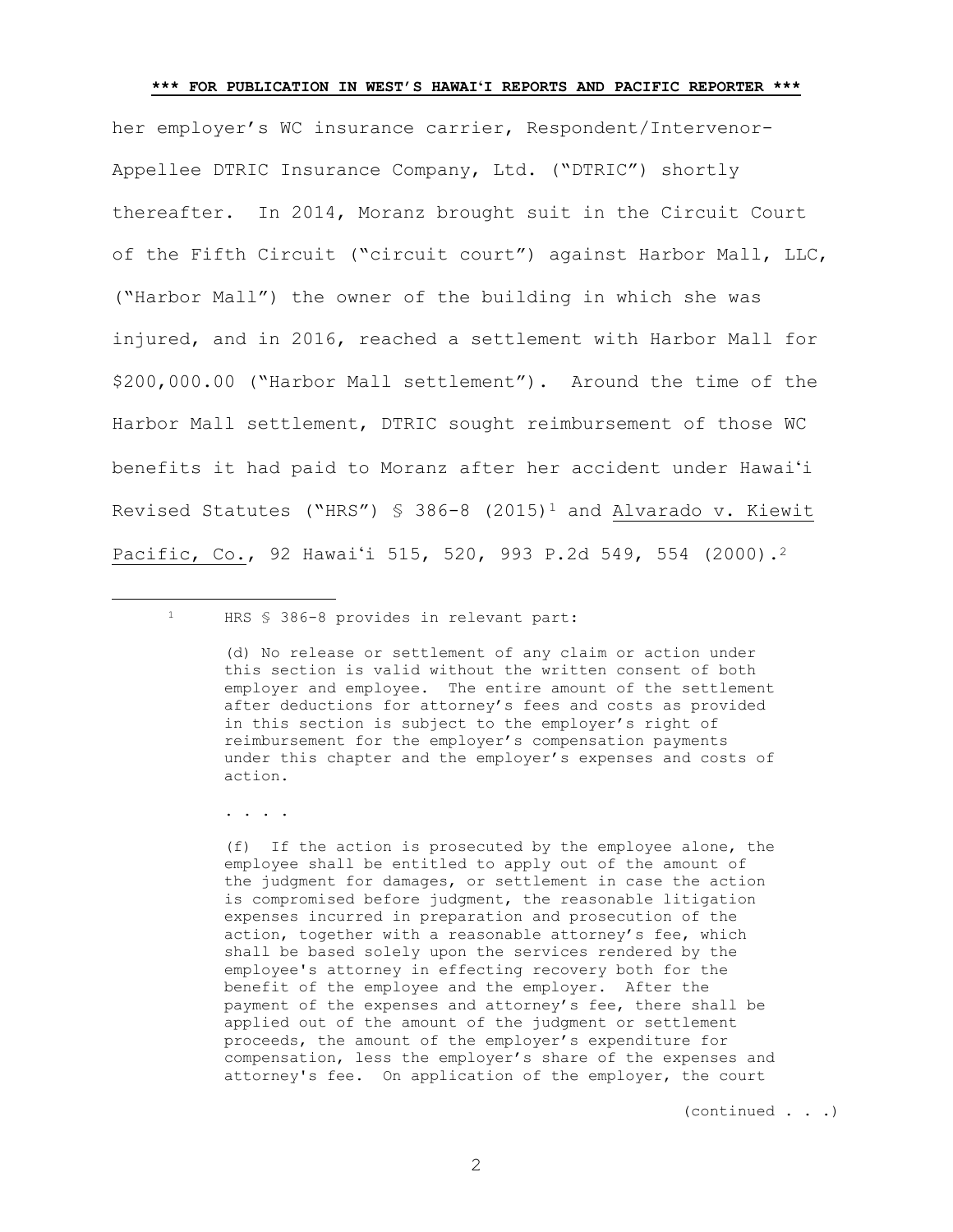her employer's WC insurance carrier, Respondent/Intervenor-Appellee DTRIC Insurance Company, Ltd. ("DTRIC") shortly thereafter. In 2014, Moranz brought suit in the Circuit Court of the Fifth Circuit ("circuit court") against Harbor Mall, LLC, ("Harbor Mall") the owner of the building in which she was injured, and in 2016, reached a settlement with Harbor Mall for $200,000.00 ("Harbor Mall settlement"). Around the time of the Harbor Mall settlement, DTRIC sought reimbursement of those WC benefits it had paid to Moranz after her accident under Hawaiʻi Revised Statutes ("HRS") § 386-8 (2015)[1] and Alvarado v. Kiewit Pacific, Co., 92 Hawaiʻi 515, 520, 993 P.2d 549, 554 (2000).[2]

---

[1] HRS § 386-8 provides in relevant part:

> (d) No release or settlement of any claim or action under this section is valid without the written consent of both employer and employee. The entire amount of the settlement after deductions for attorney's fees and costs as provided in this section is subject to the employer's right of reimbursement for the employer's compensation payments under this chapter and the employer's expenses and costs of action.
>
> . . . .
>
> (f) If the action is prosecuted by the employee alone, the employee shall be entitled to apply out of the amount of the judgment for damages, or settlement in case the action is compromised before judgment, the reasonable litigation expenses incurred in preparation and prosecution of the action, together with a reasonable attorney's fee, which shall be based solely upon the services rendered by the employee's attorney in effecting recovery both for the benefit of the employee and the employer. After the payment of the expenses and attorney's fee, there shall be applied out of the amount of the judgment or settlement proceeds, the amount of the employer's expenditure for compensation, less the employer's share of the expenses and attorney's fee. On application of the employer, the court

(continued . . .)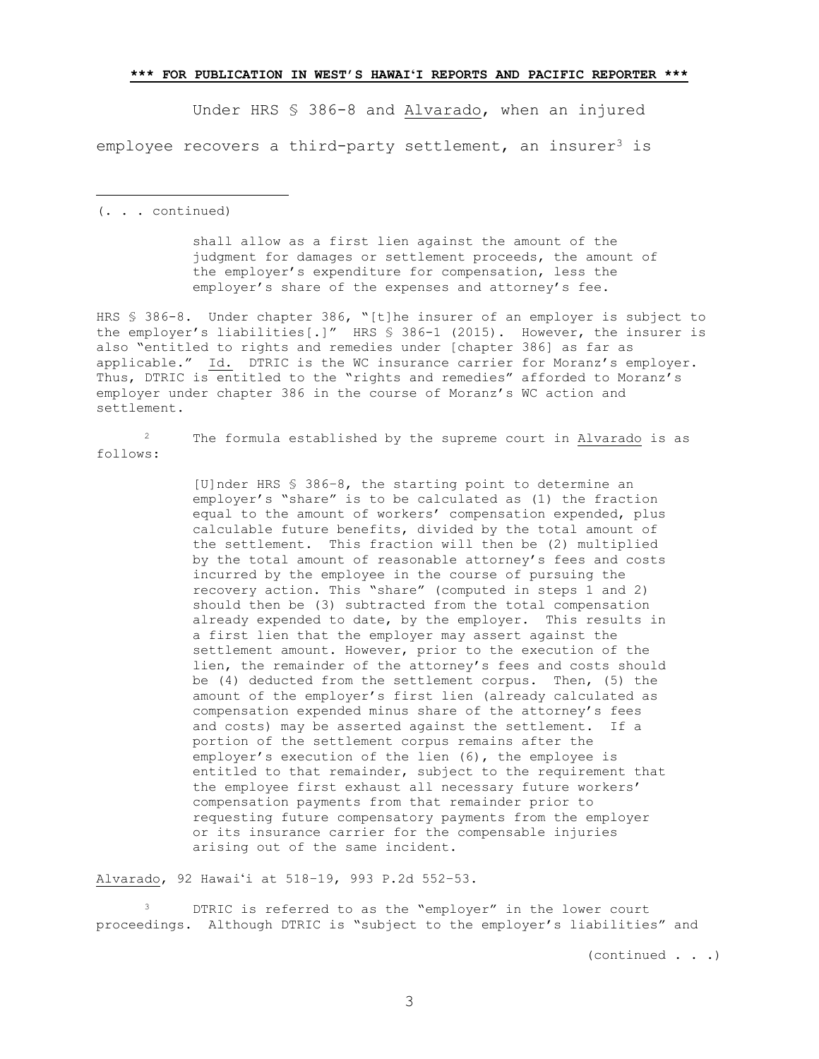Under HRS § 386-8 and Alvarado, when an injured employee recovers a third-party settlement, an insurer[3] is

---

(. . . continued)

> shall allow as a first lien against the amount of the judgment for damages or settlement proceeds, the amount of the employer's expenditure for compensation, less the employer's share of the expenses and attorney's fee.

HRS § 386-8. Under chapter 386, "[t]he insurer of an employer is subject to the employer's liabilities[.]" HRS § 386-1 (2015). However, the insurer is also "entitled to rights and remedies under [chapter 386] as far as applicable." Id. DTRIC is the WC insurance carrier for Moranz's employer. Thus, DTRIC is entitled to the "rights and remedies" afforded to Moranz's employer under chapter 386 in the course of Moranz's WC action and settlement.

[2] The formula established by the supreme court in Alvarado is as follows:

> [U]nder HRS § 386–8, the starting point to determine an employer's "share" is to be calculated as (1) the fraction equal to the amount of workers' compensation expended, plus calculable future benefits, divided by the total amount of the settlement. This fraction will then be (2) multiplied by the total amount of reasonable attorney's fees and costs incurred by the employee in the course of pursuing the recovery action. This "share" (computed in steps 1 and 2) should then be (3) subtracted from the total compensation already expended to date, by the employer. This results in a first lien that the employer may assert against the settlement amount. However, prior to the execution of the lien, the remainder of the attorney's fees and costs should be (4) deducted from the settlement corpus. Then, (5) the amount of the employer's first lien (already calculated as compensation expended minus share of the attorney's fees and costs) may be asserted against the settlement. If a portion of the settlement corpus remains after the employer's execution of the lien (6), the employee is entitled to that remainder, subject to the requirement that the employee first exhaust all necessary future workers' compensation payments from that remainder prior to requesting future compensatory payments from the employer or its insurance carrier for the compensable injuries arising out of the same incident.

Alvarado, 92 Hawaiʻi at 518–19, 993 P.2d 552–53.

[3] DTRIC is referred to as the "employer" in the lower court proceedings. Although DTRIC is "subject to the employer's liabilities" and

(continued . . .)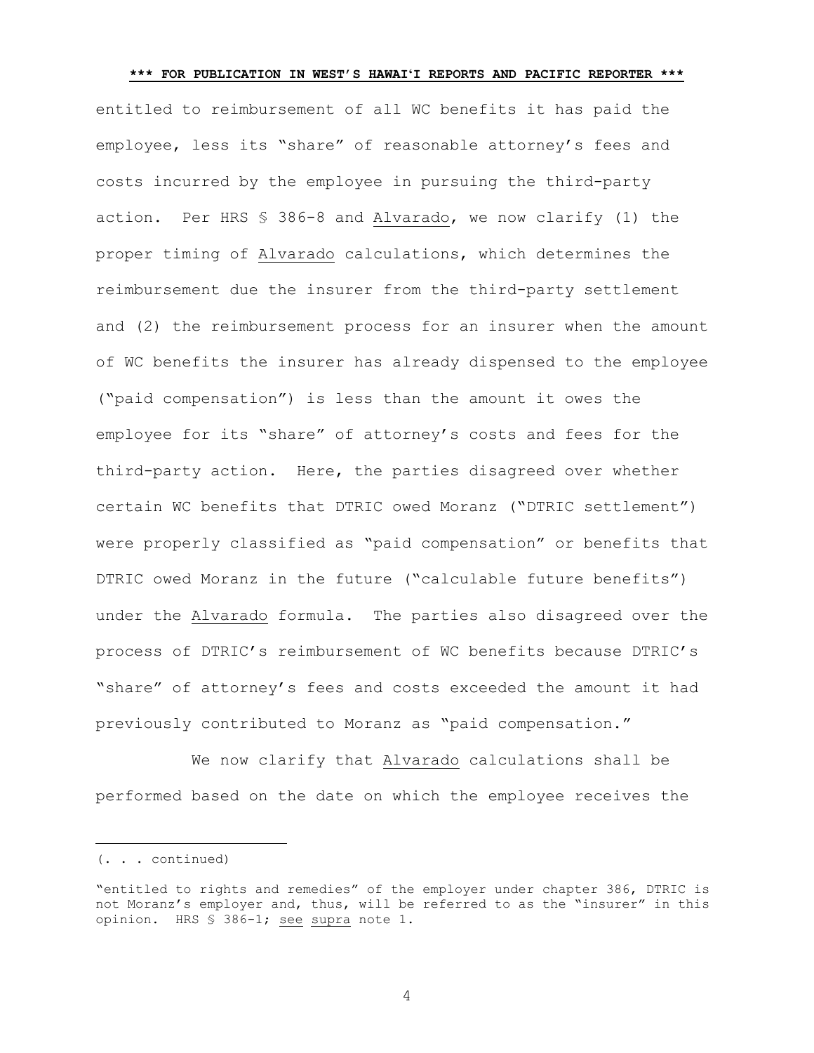entitled to reimbursement of all WC benefits it has paid the employee, less its "share" of reasonable attorney's fees and costs incurred by the employee in pursuing the third-party action. Per HRS § 386-8 and Alvarado, we now clarify (1) the proper timing of Alvarado calculations, which determines the reimbursement due the insurer from the third-party settlement and (2) the reimbursement process for an insurer when the amount of WC benefits the insurer has already dispensed to the employee ("paid compensation") is less than the amount it owes the employee for its "share" of attorney's costs and fees for the third-party action. Here, the parties disagreed over whether certain WC benefits that DTRIC owed Moranz ("DTRIC settlement") were properly classified as "paid compensation" or benefits that DTRIC owed Moranz in the future ("calculable future benefits") under the Alvarado formula. The parties also disagreed over the process of DTRIC's reimbursement of WC benefits because DTRIC's "share" of attorney's fees and costs exceeded the amount it had previously contributed to Moranz as "paid compensation."

We now clarify that Alvarado calculations shall be performed based on the date on which the employee receives the

---

(. . . continued)

"entitled to rights and remedies" of the employer under chapter 386, DTRIC is not Moranz's employer and, thus, will be referred to as the "insurer" in this opinion. HRS § 386-1; see supra note 1.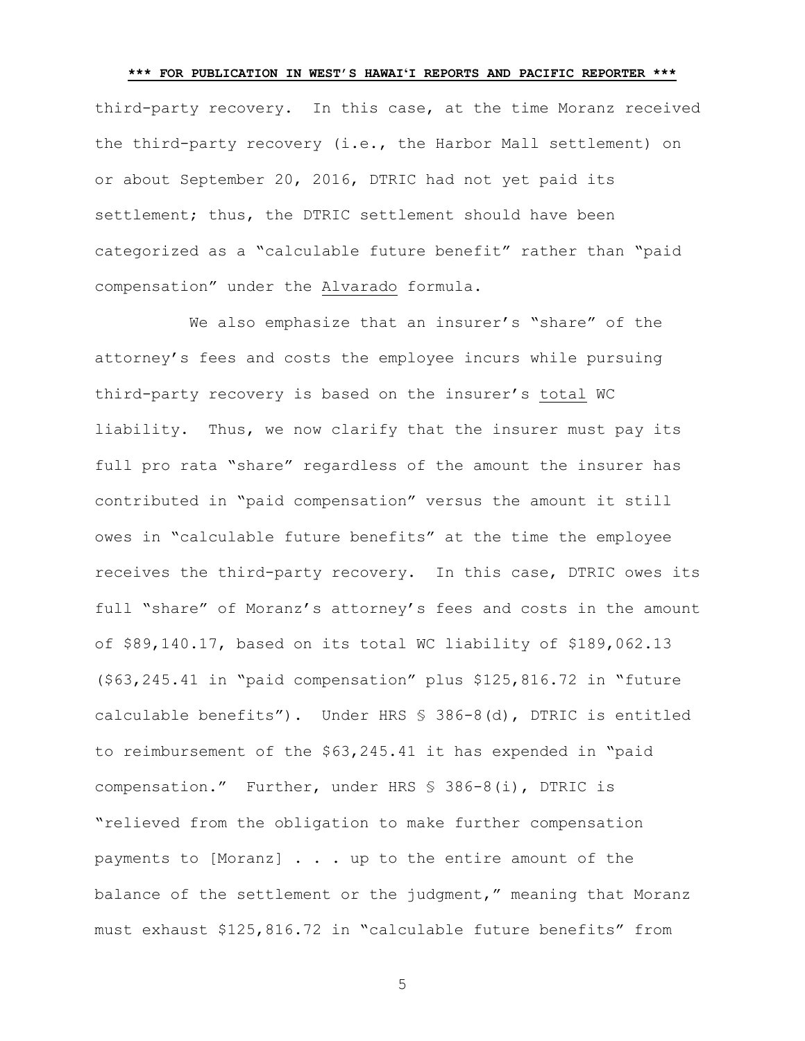third-party recovery. In this case, at the time Moranz received the third-party recovery (i.e., the Harbor Mall settlement) on or about September 20, 2016, DTRIC had not yet paid its settlement; thus, the DTRIC settlement should have been categorized as a "calculable future benefit" rather than "paid compensation" under the Alvarado formula.

We also emphasize that an insurer's "share" of the attorney's fees and costs the employee incurs while pursuing third-party recovery is based on the insurer's total WC liability. Thus, we now clarify that the insurer must pay its full pro rata "share" regardless of the amount the insurer has contributed in "paid compensation" versus the amount it still owes in "calculable future benefits" at the time the employee receives the third-party recovery. In this case, DTRIC owes its full "share" of Moranz's attorney's fees and costs in the amount of $89,140.17, based on its total WC liability of $189,062.13 ($63,245.41 in "paid compensation" plus $125,816.72 in "future calculable benefits"). Under HRS § 386-8(d), DTRIC is entitled to reimbursement of the $63,245.41 it has expended in "paid compensation." Further, under HRS § 386-8(i), DTRIC is "relieved from the obligation to make further compensation payments to [Moranz] . . . up to the entire amount of the balance of the settlement or the judgment," meaning that Moranz must exhaust $125,816.72 in "calculable future benefits" from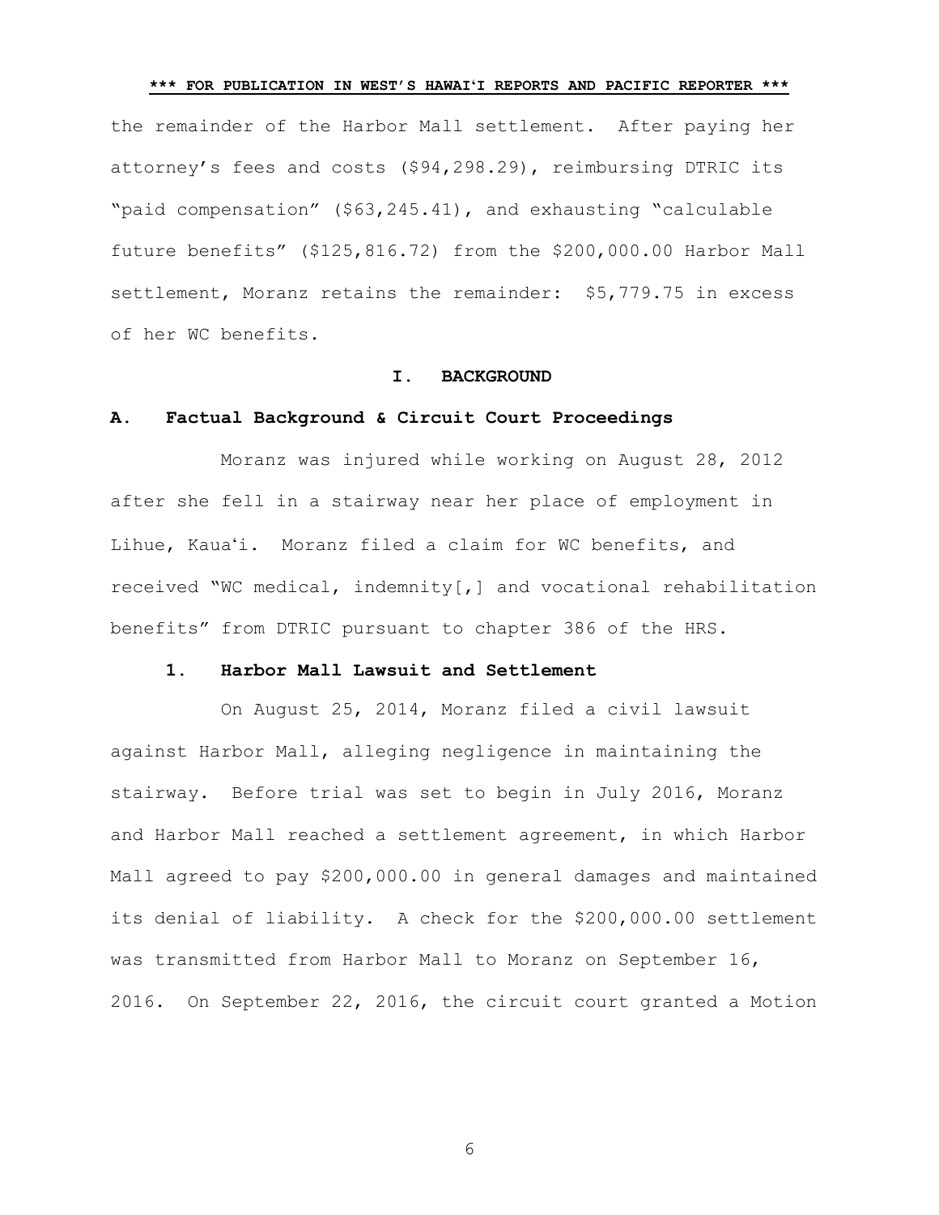the remainder of the Harbor Mall settlement. After paying her attorney's fees and costs ($94,298.29), reimbursing DTRIC its "paid compensation" ($63,245.41), and exhausting "calculable future benefits" ($125,816.72) from the $200,000.00 Harbor Mall settlement, Moranz retains the remainder: $5,779.75 in excess of her WC benefits.

## I. BACKGROUND

### A. Factual Background & Circuit Court Proceedings

Moranz was injured while working on August 28, 2012 after she fell in a stairway near her place of employment in Lihue, Kaua'i. Moranz filed a claim for WC benefits, and received "WC medical, indemnity[,] and vocational rehabilitation benefits" from DTRIC pursuant to chapter 386 of the HRS.

#### 1. Harbor Mall Lawsuit and Settlement

On August 25, 2014, Moranz filed a civil lawsuit against Harbor Mall, alleging negligence in maintaining the stairway. Before trial was set to begin in July 2016, Moranz and Harbor Mall reached a settlement agreement, in which Harbor Mall agreed to pay $200,000.00 in general damages and maintained its denial of liability. A check for the $200,000.00 settlement was transmitted from Harbor Mall to Moranz on September 16, 2016. On September 22, 2016, the circuit court granted a Motion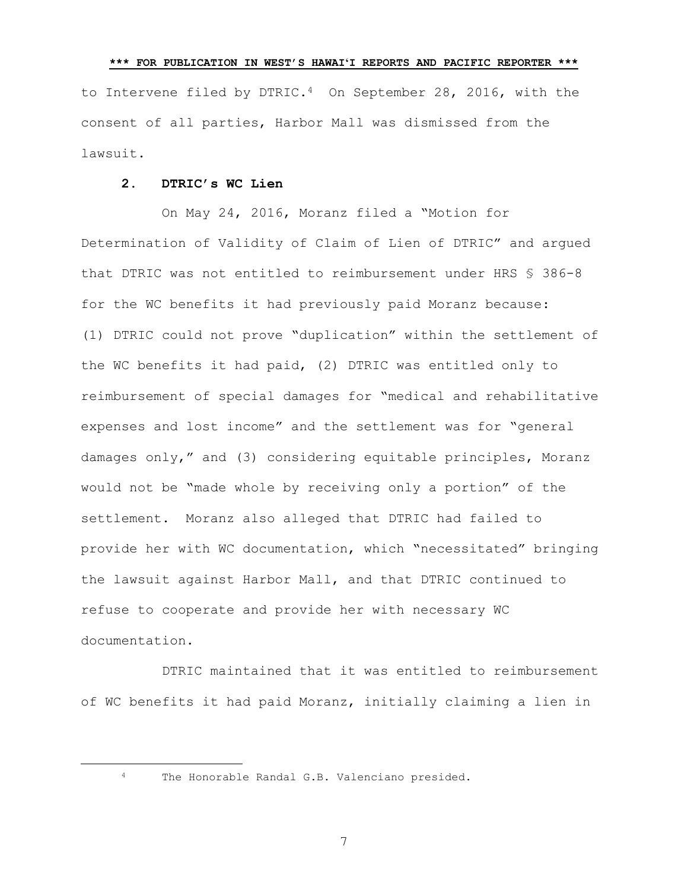to Intervene filed by DTRIC.[4] On September 28, 2016, with the consent of all parties, Harbor Mall was dismissed from the lawsuit.

### 2. DTRIC's WC Lien

On May 24, 2016, Moranz filed a "Motion for Determination of Validity of Claim of Lien of DTRIC" and argued that DTRIC was not entitled to reimbursement under HRS § 386-8 for the WC benefits it had previously paid Moranz because: (1) DTRIC could not prove "duplication" within the settlement of the WC benefits it had paid, (2) DTRIC was entitled only to reimbursement of special damages for "medical and rehabilitative expenses and lost income" and the settlement was for "general damages only," and (3) considering equitable principles, Moranz would not be "made whole by receiving only a portion" of the settlement. Moranz also alleged that DTRIC had failed to provide her with WC documentation, which "necessitated" bringing the lawsuit against Harbor Mall, and that DTRIC continued to refuse to cooperate and provide her with necessary WC documentation.

DTRIC maintained that it was entitled to reimbursement of WC benefits it had paid Moranz, initially claiming a lien in

---

[4] The Honorable Randal G.B. Valenciano presided.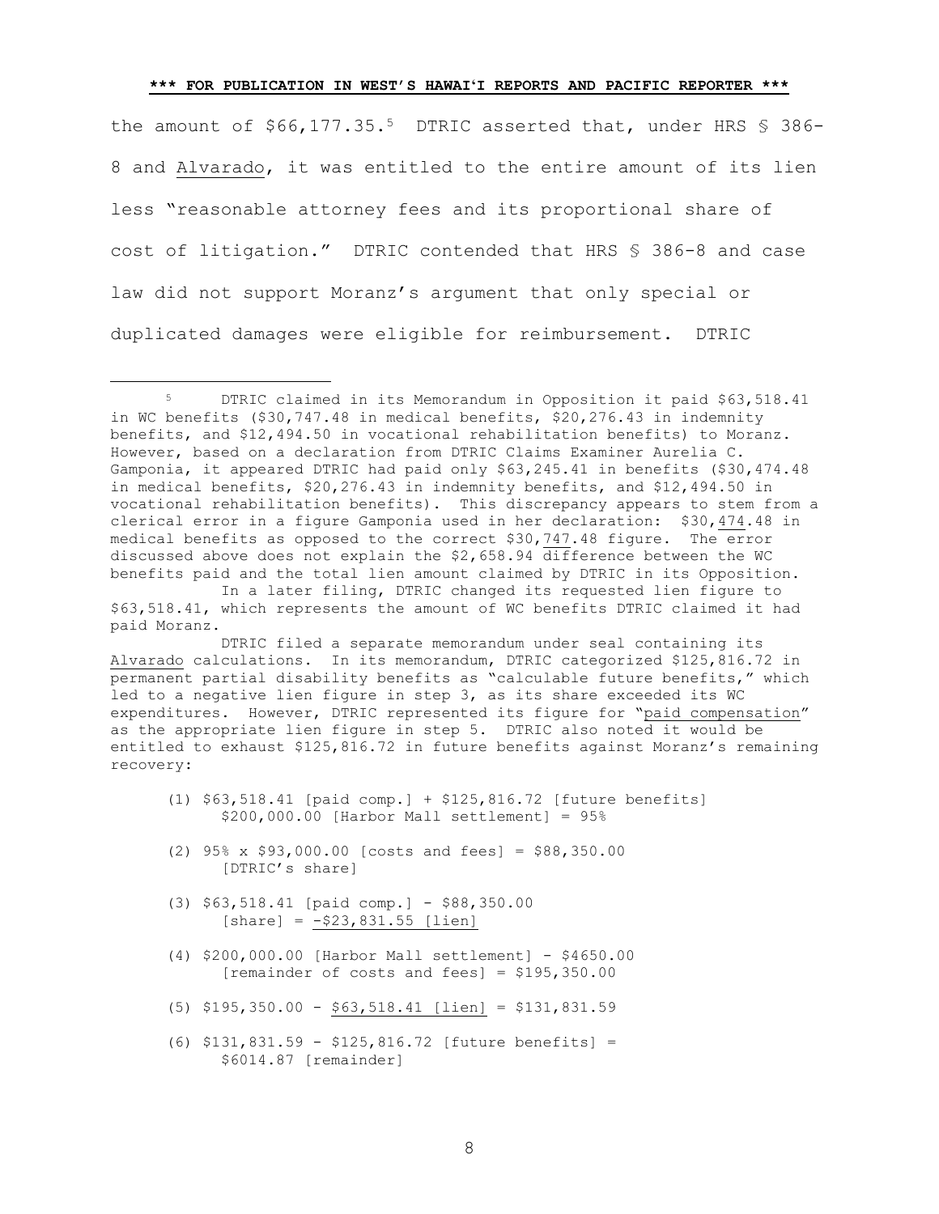the amount of $66,177.35.[5] DTRIC asserted that, under HRS § 386-8 and Alvarado, it was entitled to the entire amount of its lien less "reasonable attorney fees and its proportional share of cost of litigation." DTRIC contended that HRS § 386-8 and case law did not support Moranz's argument that only special or duplicated damages were eligible for reimbursement. DTRIC

---

[5] DTRIC claimed in its Memorandum in Opposition it paid $63,518.41 in WC benefits ($30,747.48 in medical benefits, $20,276.43 in indemnity benefits, and $12,494.50 in vocational rehabilitation benefits) to Moranz. However, based on a declaration from DTRIC Claims Examiner Aurelia C. Gamponia, it appeared DTRIC had paid only $63,245.41 in benefits ($30,474.48 in medical benefits, $20,276.43 in indemnity benefits, and $12,494.50 in vocational rehabilitation benefits). This discrepancy appears to stem from a clerical error in a figure Gamponia used in her declaration: $30,<u>474</u>.48 in medical benefits as opposed to the correct $30,<u>747</u>.48 figure. The error discussed above does not explain the $2,658.94 difference between the WC benefits paid and the total lien amount claimed by DTRIC in its Opposition.

In a later filing, DTRIC changed its requested lien figure to $63,518.41, which represents the amount of WC benefits DTRIC claimed it had paid Moranz.

DTRIC filed a separate memorandum under seal containing its Alvarado calculations. In its memorandum, DTRIC categorized $125,816.72 in permanent partial disability benefits as "calculable future benefits," which led to a negative lien figure in step 3, as its share exceeded its WC expenditures. However, DTRIC represented its figure for "<u>paid compensation</u>" as the appropriate lien figure in step 5. DTRIC also noted it would be entitled to exhaust $125,816.72 in future benefits against Moranz's remaining recovery:

(1) $63,518.41 [paid comp.] + $125,816.72 [future benefits] $200,000.00 [Harbor Mall settlement] = 95%

(2) 95% x $93,000.00 [costs and fees] = $88,350.00 [DTRIC's share]

(3) $63,518.41 [paid comp.] - $88,350.00 [share] = <u>-$23,831.55 [lien]</u>

(4) $200,000.00 [Harbor Mall settlement] - $4650.00 [remainder of costs and fees] = $195,350.00

(5) $195,350.00 - <u>$63,518.41 [lien]</u> = $131,831.59

(6) $131,831.59 - $125,816.72 [future benefits] = $6014.87 [remainder]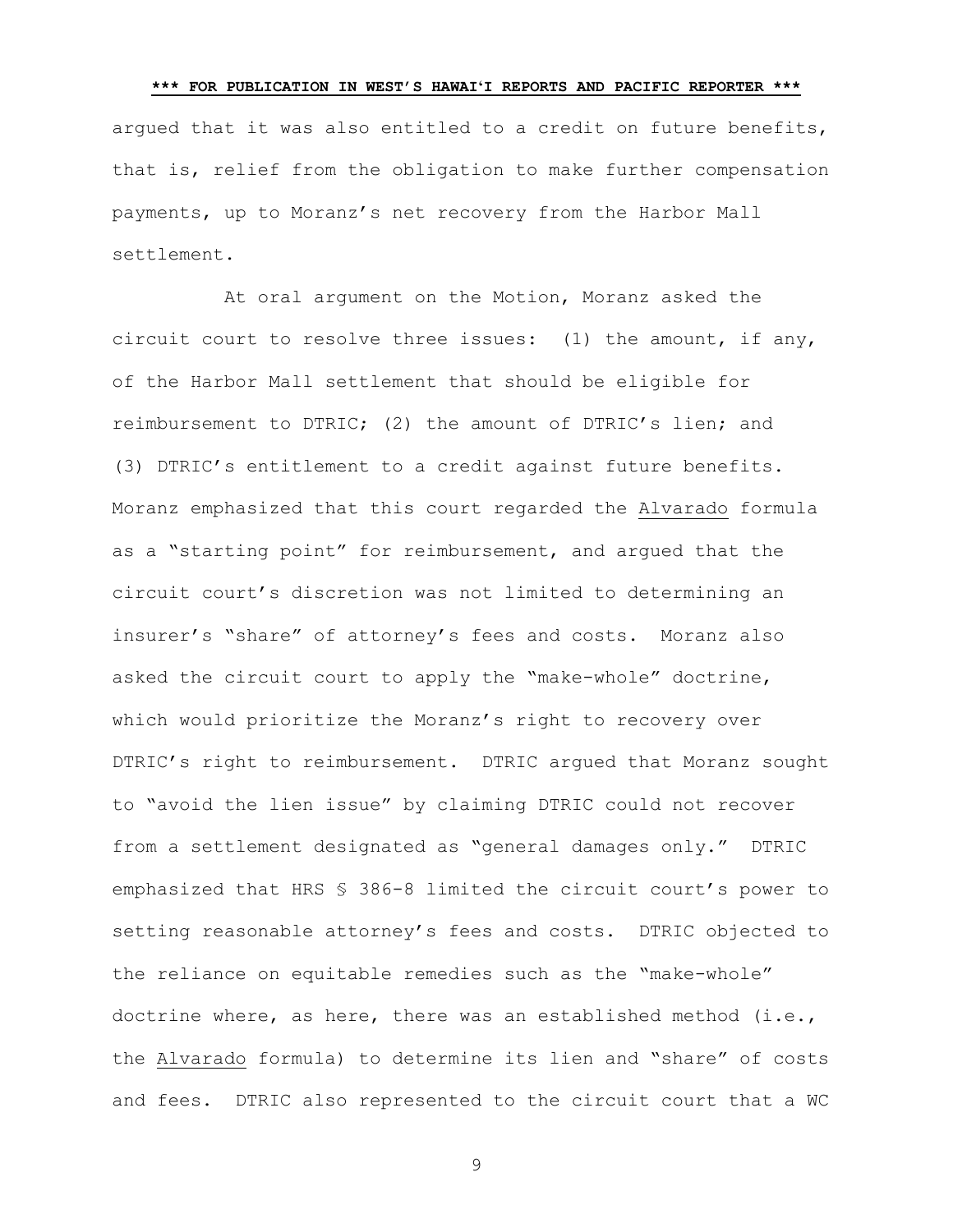argued that it was also entitled to a credit on future benefits, that is, relief from the obligation to make further compensation payments, up to Moranz's net recovery from the Harbor Mall settlement.

At oral argument on the Motion, Moranz asked the circuit court to resolve three issues: (1) the amount, if any, of the Harbor Mall settlement that should be eligible for reimbursement to DTRIC; (2) the amount of DTRIC's lien; and (3) DTRIC's entitlement to a credit against future benefits. Moranz emphasized that this court regarded the Alvarado formula as a "starting point" for reimbursement, and argued that the circuit court's discretion was not limited to determining an insurer's "share" of attorney's fees and costs. Moranz also asked the circuit court to apply the "make-whole" doctrine, which would prioritize the Moranz's right to recovery over DTRIC's right to reimbursement. DTRIC argued that Moranz sought to "avoid the lien issue" by claiming DTRIC could not recover from a settlement designated as "general damages only." DTRIC emphasized that HRS § 386-8 limited the circuit court's power to setting reasonable attorney's fees and costs. DTRIC objected to the reliance on equitable remedies such as the "make-whole" doctrine where, as here, there was an established method (i.e., the Alvarado formula) to determine its lien and "share" of costs and fees. DTRIC also represented to the circuit court that a WC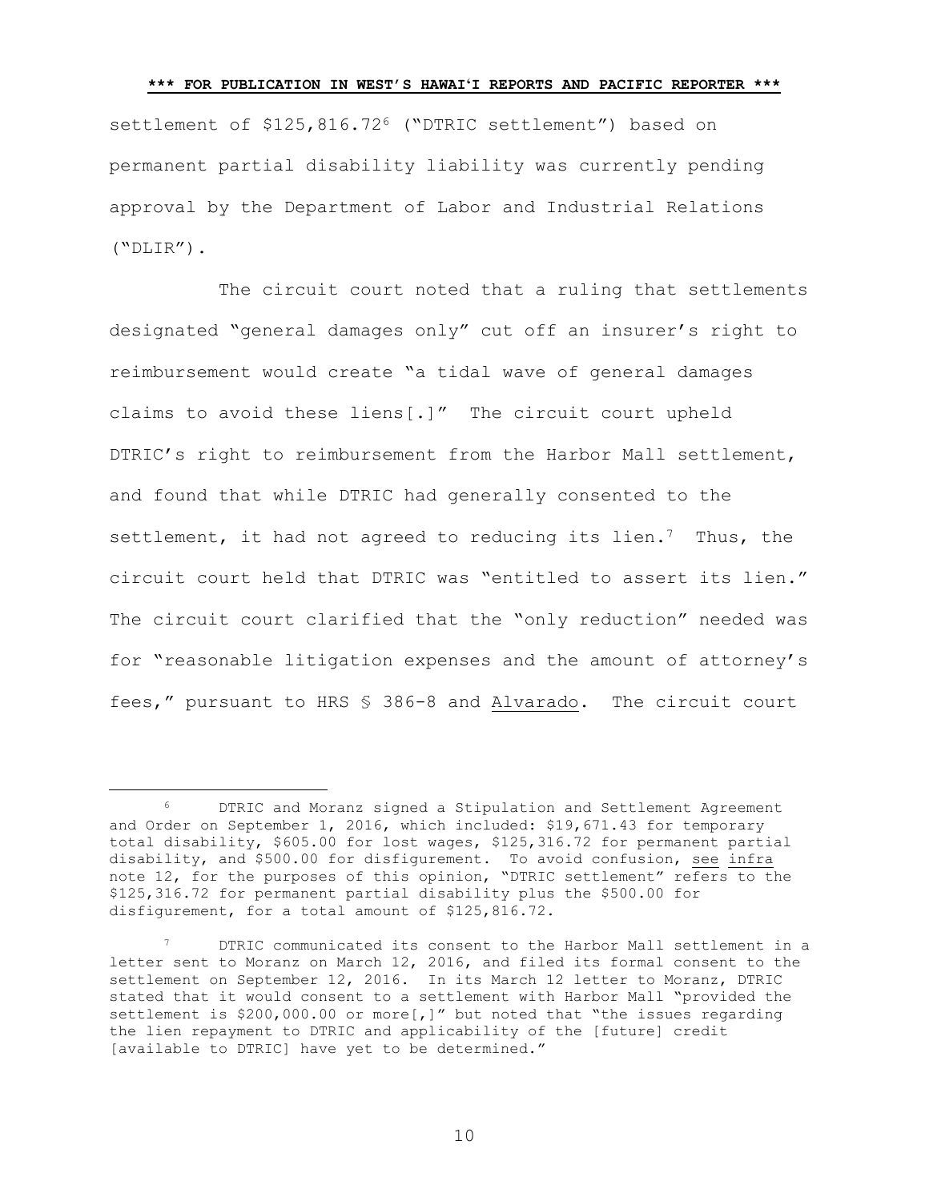settlement of $125,816.72[6] ("DTRIC settlement") based on permanent partial disability liability was currently pending approval by the Department of Labor and Industrial Relations ("DLIR").

The circuit court noted that a ruling that settlements designated "general damages only" cut off an insurer's right to reimbursement would create "a tidal wave of general damages claims to avoid these liens[.]" The circuit court upheld DTRIC's right to reimbursement from the Harbor Mall settlement, and found that while DTRIC had generally consented to the settlement, it had not agreed to reducing its lien.[7] Thus, the circuit court held that DTRIC was "entitled to assert its lien." The circuit court clarified that the "only reduction" needed was for "reasonable litigation expenses and the amount of attorney's fees," pursuant to HRS § 386-8 and Alvarado. The circuit court

---

[6] DTRIC and Moranz signed a Stipulation and Settlement Agreement and Order on September 1, 2016, which included: $19,671.43 for temporary total disability, $605.00 for lost wages, $125,316.72 for permanent partial disability, and $500.00 for disfigurement. To avoid confusion, see infra note 12, for the purposes of this opinion, "DTRIC settlement" refers to the $125,316.72 for permanent partial disability plus the $500.00 for disfigurement, for a total amount of $125,816.72.

[7] DTRIC communicated its consent to the Harbor Mall settlement in a letter sent to Moranz on March 12, 2016, and filed its formal consent to the settlement on September 12, 2016. In its March 12 letter to Moranz, DTRIC stated that it would consent to a settlement with Harbor Mall "provided the settlement is $200,000.00 or more[,]" but noted that "the issues regarding the lien repayment to DTRIC and applicability of the [future] credit [available to DTRIC] have yet to be determined."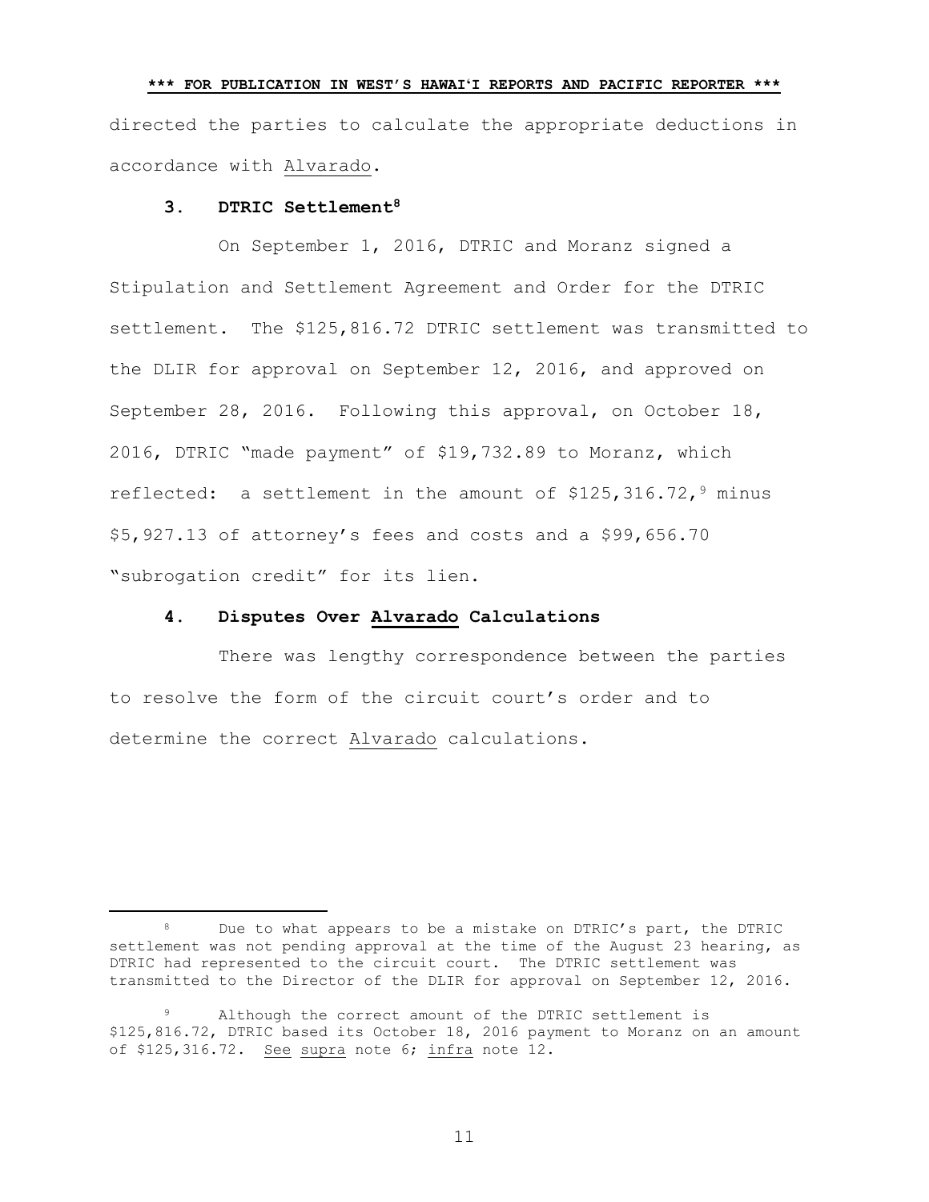directed the parties to calculate the appropriate deductions in accordance with Alvarado.

### 3. DTRIC Settlement[8]

On September 1, 2016, DTRIC and Moranz signed a Stipulation and Settlement Agreement and Order for the DTRIC settlement. The $125,816.72 DTRIC settlement was transmitted to the DLIR for approval on September 12, 2016, and approved on September 28, 2016. Following this approval, on October 18, 2016, DTRIC "made payment" of $19,732.89 to Moranz, which reflected: a settlement in the amount of $125,316.72,[9] minus $5,927.13 of attorney's fees and costs and a $99,656.70 "subrogation credit" for its lien.

### 4. Disputes Over Alvarado Calculations

There was lengthy correspondence between the parties to resolve the form of the circuit court's order and to determine the correct Alvarado calculations.

---

[8] Due to what appears to be a mistake on DTRIC's part, the DTRIC settlement was not pending approval at the time of the August 23 hearing, as DTRIC had represented to the circuit court. The DTRIC settlement was transmitted to the Director of the DLIR for approval on September 12, 2016.

[9] Although the correct amount of the DTRIC settlement is $125,816.72, DTRIC based its October 18, 2016 payment to Moranz on an amount of $125,316.72. See supra note 6; infra note 12.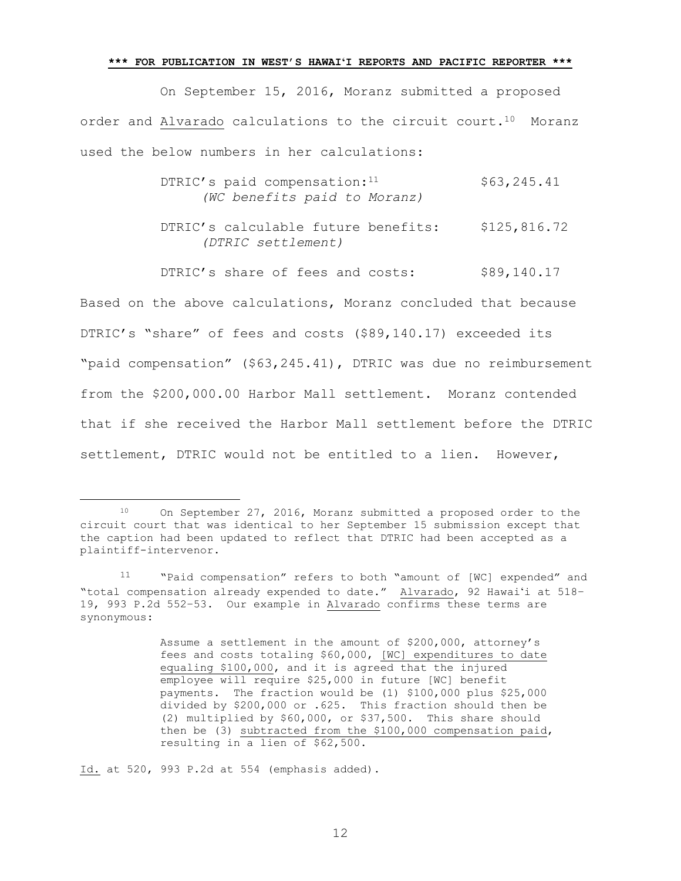On September 15, 2016, Moranz submitted a proposed order and Alvarado calculations to the circuit court.[10] Moranz used the below numbers in her calculations:

| | |
|---|---|
| DTRIC's paid compensation:[11] *(WC benefits paid to Moranz)* | \$63,245.41 |
| DTRIC's calculable future benefits: *(DTRIC settlement)* | \$125,816.72 |
| DTRIC's share of fees and costs: | \$89,140.17 |

Based on the above calculations, Moranz concluded that because DTRIC's "share" of fees and costs (\$89,140.17) exceeded its "paid compensation" (\$63,245.41), DTRIC was due no reimbursement from the \$200,000.00 Harbor Mall settlement. Moranz contended that if she received the Harbor Mall settlement before the DTRIC settlement, DTRIC would not be entitled to a lien. However,

---

[10] On September 27, 2016, Moranz submitted a proposed order to the circuit court that was identical to her September 15 submission except that the caption had been updated to reflect that DTRIC had been accepted as a plaintiff-intervenor.

[11] "Paid compensation" refers to both "amount of [WC] expended" and "total compensation already expended to date." Alvarado, 92 Hawaiʻi at 518-19, 993 P.2d 552-53. Our example in Alvarado confirms these terms are synonymous:

> Assume a settlement in the amount of \$200,000, attorney's fees and costs totaling \$60,000, <u>[WC] expenditures to date equaling \$100,000</u>, and it is agreed that the injured employee will require \$25,000 in future [WC] benefit payments. The fraction would be (1) \$100,000 plus \$25,000 divided by \$200,000 or .625. This fraction should then be (2) multiplied by \$60,000, or \$37,500. This share should then be (3) <u>subtracted from the \$100,000 compensation paid</u>, resulting in a lien of \$62,500.

Id. at 520, 993 P.2d at 554 (emphasis added).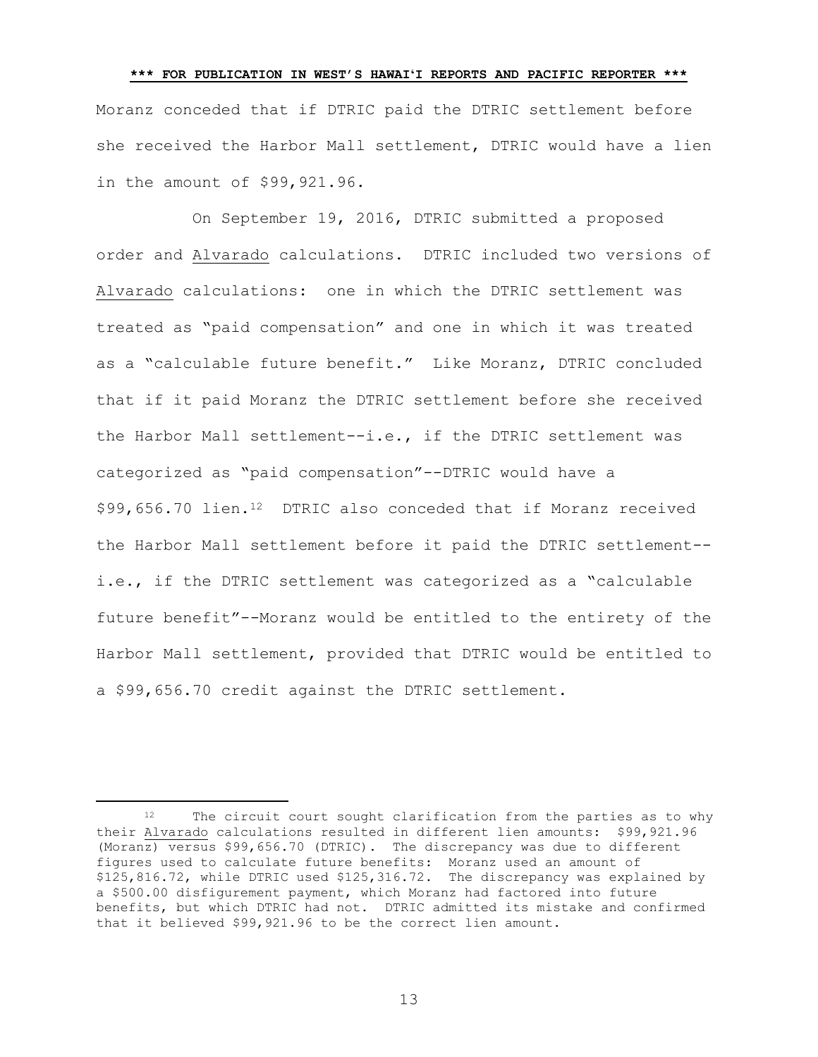Moranz conceded that if DTRIC paid the DTRIC settlement before she received the Harbor Mall settlement, DTRIC would have a lien in the amount of $99,921.96.

On September 19, 2016, DTRIC submitted a proposed order and Alvarado calculations. DTRIC included two versions of Alvarado calculations: one in which the DTRIC settlement was treated as "paid compensation" and one in which it was treated as a "calculable future benefit." Like Moranz, DTRIC concluded that if it paid Moranz the DTRIC settlement before she received the Harbor Mall settlement--i.e., if the DTRIC settlement was categorized as "paid compensation"--DTRIC would have a $99,656.70 lien.[12] DTRIC also conceded that if Moranz received the Harbor Mall settlement before it paid the DTRIC settlement--i.e., if the DTRIC settlement was categorized as a "calculable future benefit"--Moranz would be entitled to the entirety of the Harbor Mall settlement, provided that DTRIC would be entitled to a $99,656.70 credit against the DTRIC settlement.

---

[12] The circuit court sought clarification from the parties as to why their Alvarado calculations resulted in different lien amounts: $99,921.96 (Moranz) versus $99,656.70 (DTRIC). The discrepancy was due to different figures used to calculate future benefits: Moranz used an amount of $125,816.72, while DTRIC used $125,316.72. The discrepancy was explained by a $500.00 disfigurement payment, which Moranz had factored into future benefits, but which DTRIC had not. DTRIC admitted its mistake and confirmed that it believed $99,921.96 to be the correct lien amount.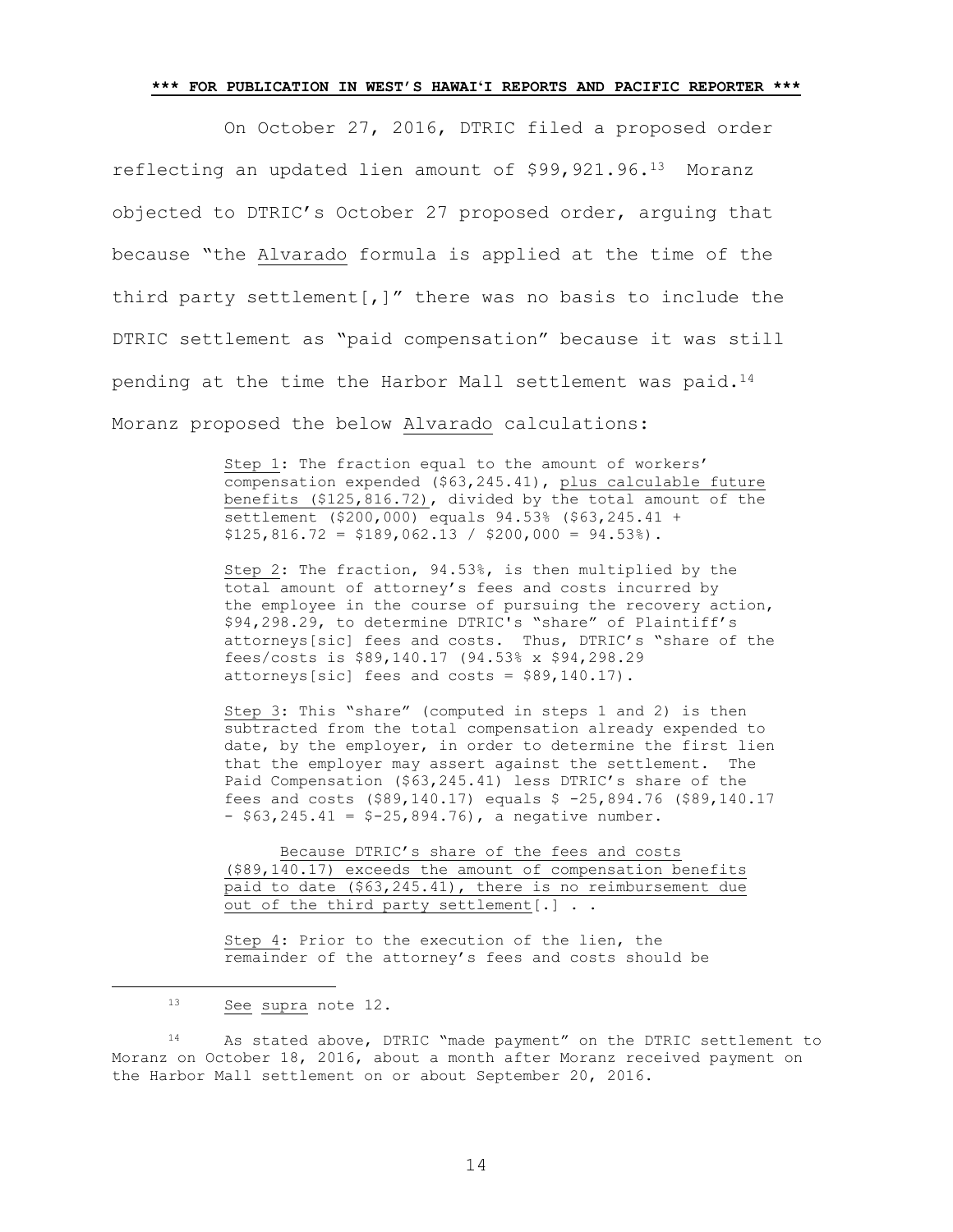On October 27, 2016, DTRIC filed a proposed order reflecting an updated lien amount of \$99,921.96.[13] Moranz objected to DTRIC's October 27 proposed order, arguing that because "the Alvarado formula is applied at the time of the third party settlement[,]" there was no basis to include the DTRIC settlement as "paid compensation" because it was still pending at the time the Harbor Mall settlement was paid.[14] Moranz proposed the below Alvarado calculations:

> Step 1: The fraction equal to the amount of workers' compensation expended (\$63,245.41), plus calculable future benefits (\$125,816.72), divided by the total amount of the settlement (\$200,000) equals 94.53% (\$63,245.41 + \$125,816.72 = \$189,062.13 / \$200,000 = 94.53%).
>
> Step 2: The fraction, 94.53%, is then multiplied by the total amount of attorney's fees and costs incurred by the employee in the course of pursuing the recovery action, \$94,298.29, to determine DTRIC's "share" of Plaintiff's attorneys[sic] fees and costs. Thus, DTRIC's "share of the fees/costs is \$89,140.17 (94.53% x \$94,298.29 attorneys[sic] fees and costs = \$89,140.17).
>
> Step 3: This "share" (computed in steps 1 and 2) is then subtracted from the total compensation already expended to date, by the employer, in order to determine the first lien that the employer may assert against the settlement. The Paid Compensation (\$63,245.41) less DTRIC's share of the fees and costs (\$89,140.17) equals \$ -25,894.76 (\$89,140.17 - \$63,245.41 = \$-25,894.76), a negative number.
>
> Because DTRIC's share of the fees and costs (\$89,140.17) exceeds the amount of compensation benefits paid to date (\$63,245.41), there is no reimbursement due out of the third party settlement[.] . .
>
> Step 4: Prior to the execution of the lien, the remainder of the attorney's fees and costs should be

---

[13] See supra note 12.

[14] As stated above, DTRIC "made payment" on the DTRIC settlement to Moranz on October 18, 2016, about a month after Moranz received payment on the Harbor Mall settlement on or about September 20, 2016.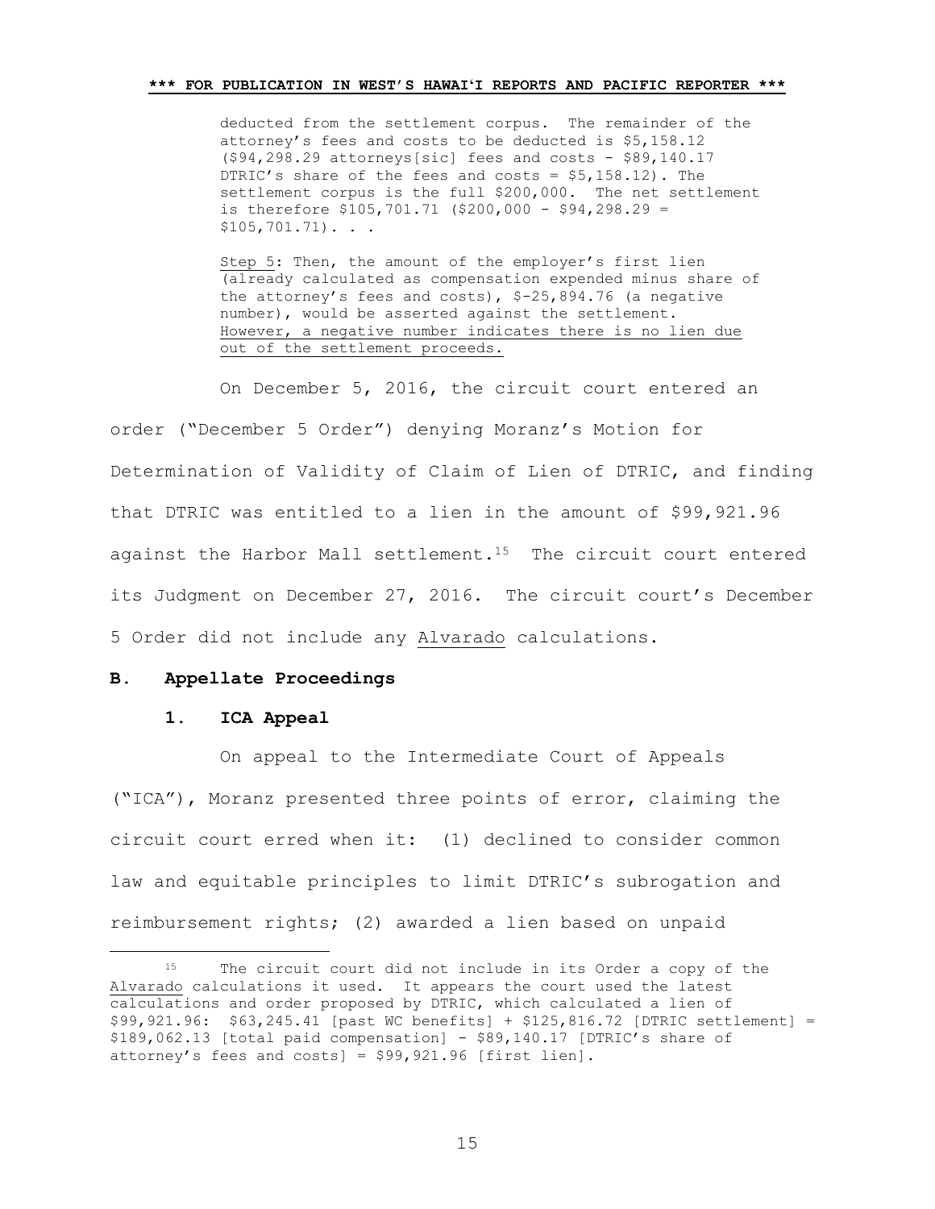> deducted from the settlement corpus. The remainder of the attorney's fees and costs to be deducted is $5,158.12 ($94,298.29 attorneys[sic] fees and costs - $89,140.17 DTRIC's share of the fees and costs = $5,158.12). The settlement corpus is the full $200,000. The net settlement is therefore $105,701.71 ($200,000 - $94,298.29 = $105,701.71). . .
>
> Step 5: Then, the amount of the employer's first lien (already calculated as compensation expended minus share of the attorney's fees and costs), $-25,894.76 (a negative number), would be asserted against the settlement. However, a negative number indicates there is no lien due out of the settlement proceeds.

On December 5, 2016, the circuit court entered an order ("December 5 Order") denying Moranz's Motion for Determination of Validity of Claim of Lien of DTRIC, and finding that DTRIC was entitled to a lien in the amount of $99,921.96 against the Harbor Mall settlement.[15] The circuit court entered its Judgment on December 27, 2016. The circuit court's December 5 Order did not include any Alvarado calculations.

## B. Appellate Proceedings

### 1. ICA Appeal

On appeal to the Intermediate Court of Appeals ("ICA"), Moranz presented three points of error, claiming the circuit court erred when it: (1) declined to consider common law and equitable principles to limit DTRIC's subrogation and reimbursement rights; (2) awarded a lien based on unpaid

---

[15] The circuit court did not include in its Order a copy of the Alvarado calculations it used. It appears the court used the latest calculations and order proposed by DTRIC, which calculated a lien of $99,921.96: $63,245.41 [past WC benefits] + $125,816.72 [DTRIC settlement] = $189,062.13 [total paid compensation] - $89,140.17 [DTRIC's share of attorney's fees and costs] = $99,921.96 [first lien].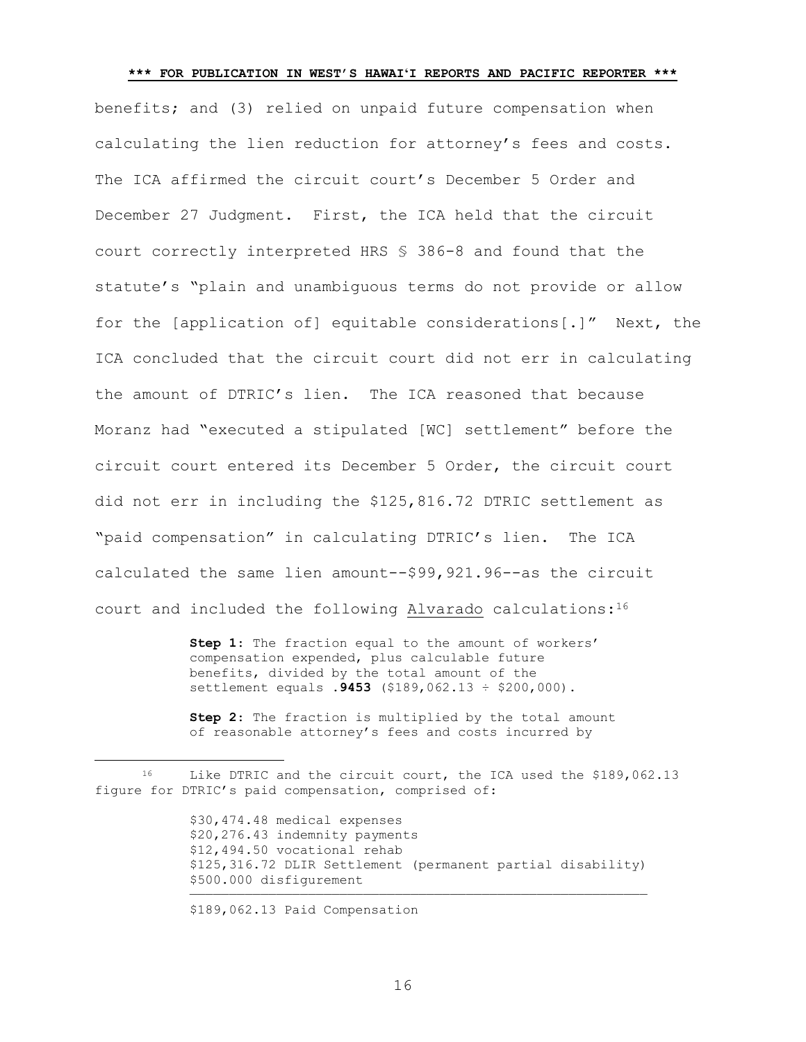benefits; and (3) relied on unpaid future compensation when calculating the lien reduction for attorney's fees and costs. The ICA affirmed the circuit court's December 5 Order and December 27 Judgment. First, the ICA held that the circuit court correctly interpreted HRS § 386-8 and found that the statute's "plain and unambiguous terms do not provide or allow for the [application of] equitable considerations[.]" Next, the ICA concluded that the circuit court did not err in calculating the amount of DTRIC's lien. The ICA reasoned that because Moranz had "executed a stipulated [WC] settlement" before the circuit court entered its December 5 Order, the circuit court did not err in including the $125,816.72 DTRIC settlement as "paid compensation" in calculating DTRIC's lien. The ICA calculated the same lien amount--$99,921.96--as the circuit court and included the following Alvarado calculations:[16]

> **Step 1**: The fraction equal to the amount of workers' compensation expended, plus calculable future benefits, divided by the total amount of the settlement equals **.9453** ($189,062.13 ÷ $200,000).
>
> **Step 2**: The fraction is multiplied by the total amount of reasonable attorney's fees and costs incurred by

---

[16] Like DTRIC and the circuit court, the ICA used the $189,062.13 figure for DTRIC's paid compensation, comprised of:

> $30,474.48 medical expenses
> $20,276.43 indemnity payments
> $12,494.50 vocational rehab
> $125,316.72 DLIR Settlement (permanent partial disability)
> $500.000 disfigurement
>
> ---
>
> $189,062.13 Paid Compensation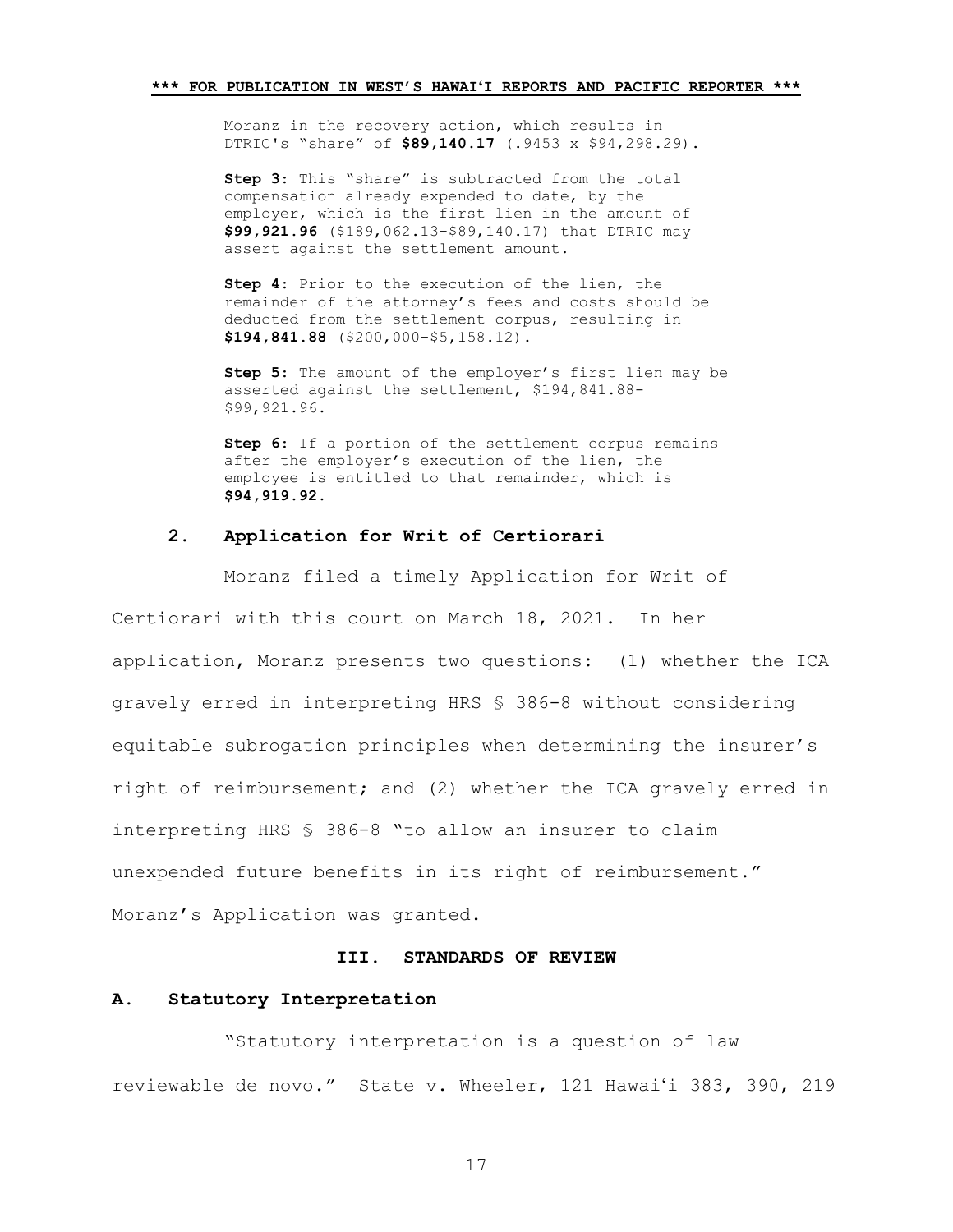> Moranz in the recovery action, which results in DTRIC's "share" of **$89,140.17** (.9453 x $94,298.29).
>
> **Step 3:** This "share" is subtracted from the total compensation already expended to date, by the employer, which is the first lien in the amount of **$99,921.96** ($189,062.13-$89,140.17) that DTRIC may assert against the settlement amount.
>
> **Step 4:** Prior to the execution of the lien, the remainder of the attorney's fees and costs should be deducted from the settlement corpus, resulting in **$194,841.88** ($200,000-$5,158.12).
>
> **Step 5:** The amount of the employer's first lien may be asserted against the settlement, $194,841.88-$99,921.96.
>
> **Step 6:** If a portion of the settlement corpus remains after the employer's execution of the lien, the employee is entitled to that remainder, which is **$94,919.92.**

### 2. Application for Writ of Certiorari

Moranz filed a timely Application for Writ of Certiorari with this court on March 18, 2021. In her application, Moranz presents two questions: (1) whether the ICA gravely erred in interpreting HRS § 386-8 without considering equitable subrogation principles when determining the insurer's right of reimbursement; and (2) whether the ICA gravely erred in interpreting HRS § 386-8 "to allow an insurer to claim unexpended future benefits in its right of reimbursement." Moranz's Application was granted.

## III. STANDARDS OF REVIEW

### A. Statutory Interpretation

"Statutory interpretation is a question of law reviewable de novo." State v. Wheeler, 121 Hawaiʻi 383, 390, 219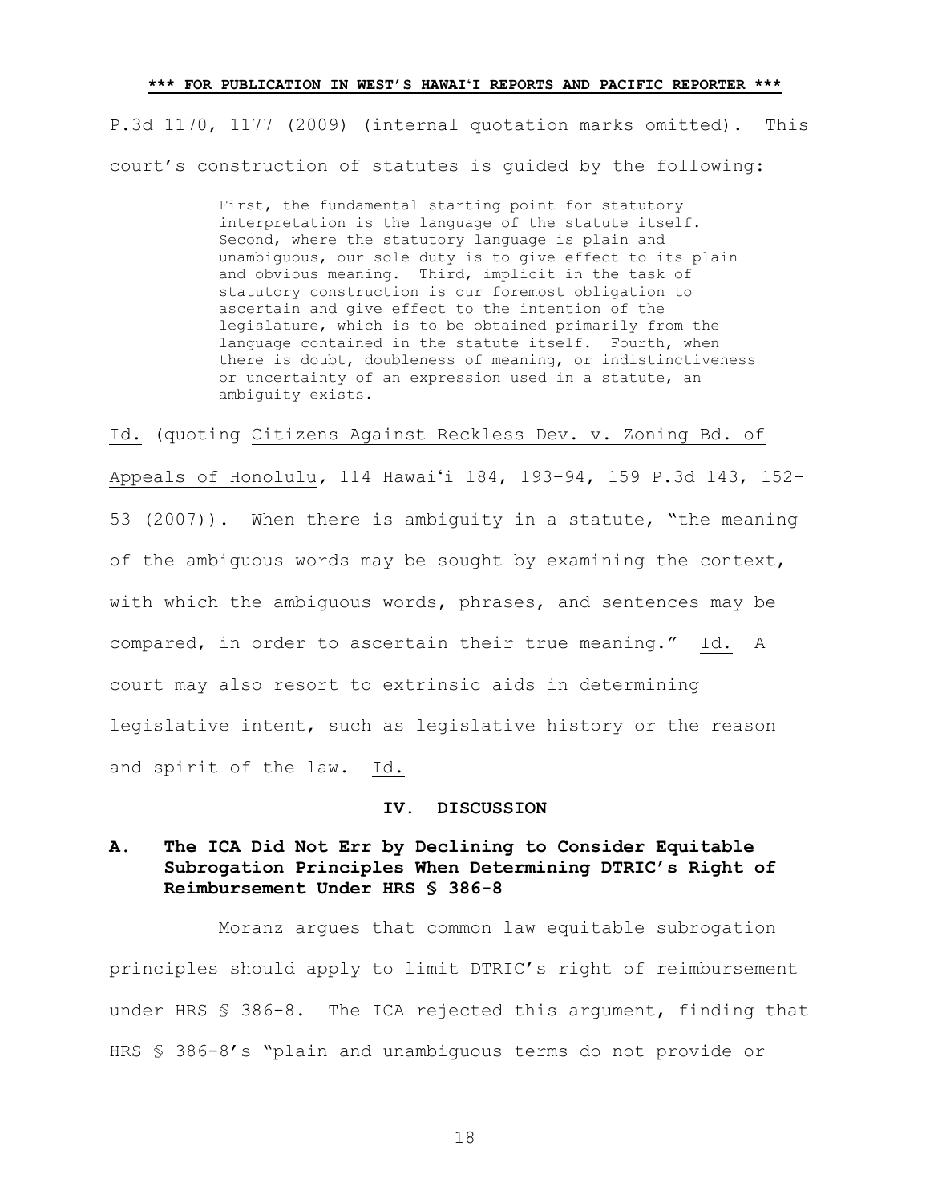P.3d 1170, 1177 (2009) (internal quotation marks omitted). This court's construction of statutes is guided by the following:

> First, the fundamental starting point for statutory interpretation is the language of the statute itself. Second, where the statutory language is plain and unambiguous, our sole duty is to give effect to its plain and obvious meaning. Third, implicit in the task of statutory construction is our foremost obligation to ascertain and give effect to the intention of the legislature, which is to be obtained primarily from the language contained in the statute itself. Fourth, when there is doubt, doubleness of meaning, or indistinctiveness or uncertainty of an expression used in a statute, an ambiguity exists.

Id. (quoting Citizens Against Reckless Dev. v. Zoning Bd. of Appeals of Honolulu, 114 Hawaiʻi 184, 193–94, 159 P.3d 143, 152–53 (2007)). When there is ambiguity in a statute, "the meaning of the ambiguous words may be sought by examining the context, with which the ambiguous words, phrases, and sentences may be compared, in order to ascertain their true meaning." Id. A court may also resort to extrinsic aids in determining legislative intent, such as legislative history or the reason and spirit of the law. Id.

## IV. DISCUSSION

### A. The ICA Did Not Err by Declining to Consider Equitable Subrogation Principles When Determining DTRIC's Right of Reimbursement Under HRS § 386-8

Moranz argues that common law equitable subrogation principles should apply to limit DTRIC's right of reimbursement under HRS § 386-8. The ICA rejected this argument, finding that HRS § 386-8's "plain and unambiguous terms do not provide or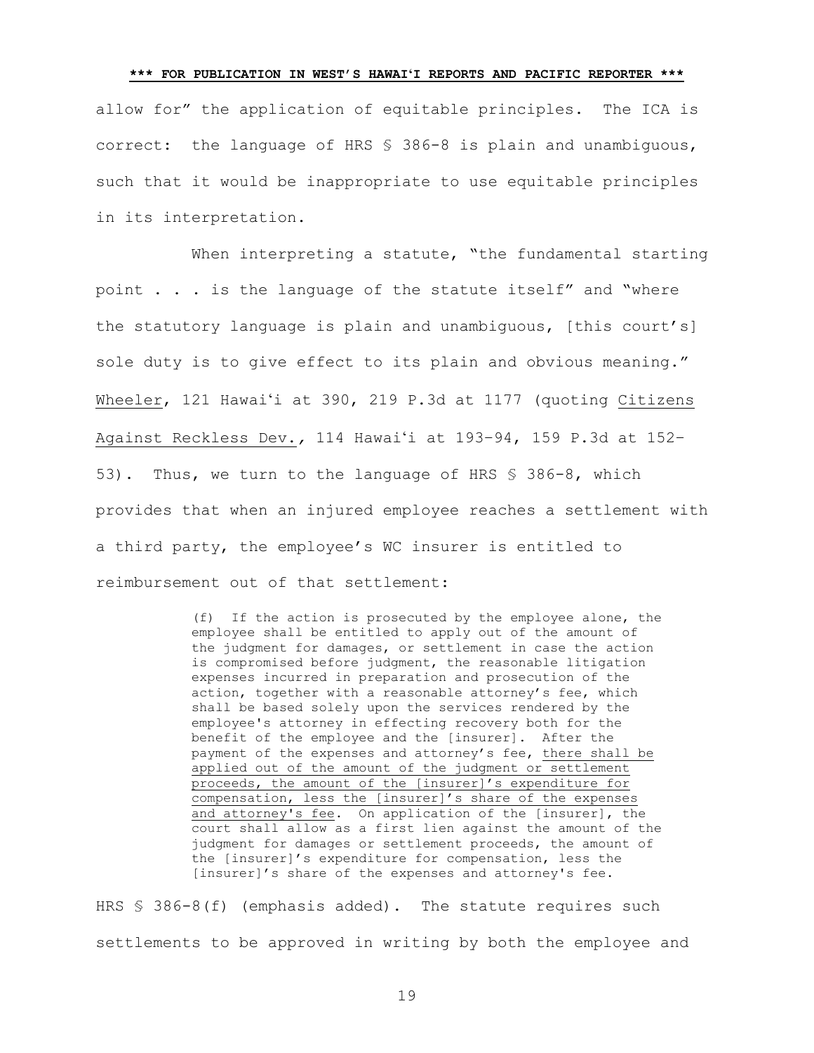allow for" the application of equitable principles. The ICA is correct: the language of HRS § 386-8 is plain and unambiguous, such that it would be inappropriate to use equitable principles in its interpretation.

When interpreting a statute, "the fundamental starting point . . . is the language of the statute itself" and "where the statutory language is plain and unambiguous, [this court's] sole duty is to give effect to its plain and obvious meaning." Wheeler, 121 Hawaiʻi at 390, 219 P.3d at 1177 (quoting Citizens Against Reckless Dev., 114 Hawaiʻi at 193–94, 159 P.3d at 152–53). Thus, we turn to the language of HRS § 386-8, which provides that when an injured employee reaches a settlement with a third party, the employee's WC insurer is entitled to reimbursement out of that settlement:

> (f) If the action is prosecuted by the employee alone, the employee shall be entitled to apply out of the amount of the judgment for damages, or settlement in case the action is compromised before judgment, the reasonable litigation expenses incurred in preparation and prosecution of the action, together with a reasonable attorney's fee, which shall be based solely upon the services rendered by the employee's attorney in effecting recovery both for the benefit of the employee and the [insurer]. After the payment of the expenses and attorney's fee, <u>there shall be applied out of the amount of the judgment or settlement proceeds, the amount of the [insurer]'s expenditure for compensation, less the [insurer]'s share of the expenses and attorney's fee</u>. On application of the [insurer], the court shall allow as a first lien against the amount of the judgment for damages or settlement proceeds, the amount of the [insurer]'s expenditure for compensation, less the [insurer]'s share of the expenses and attorney's fee.

HRS § 386-8(f) (emphasis added). The statute requires such settlements to be approved in writing by both the employee and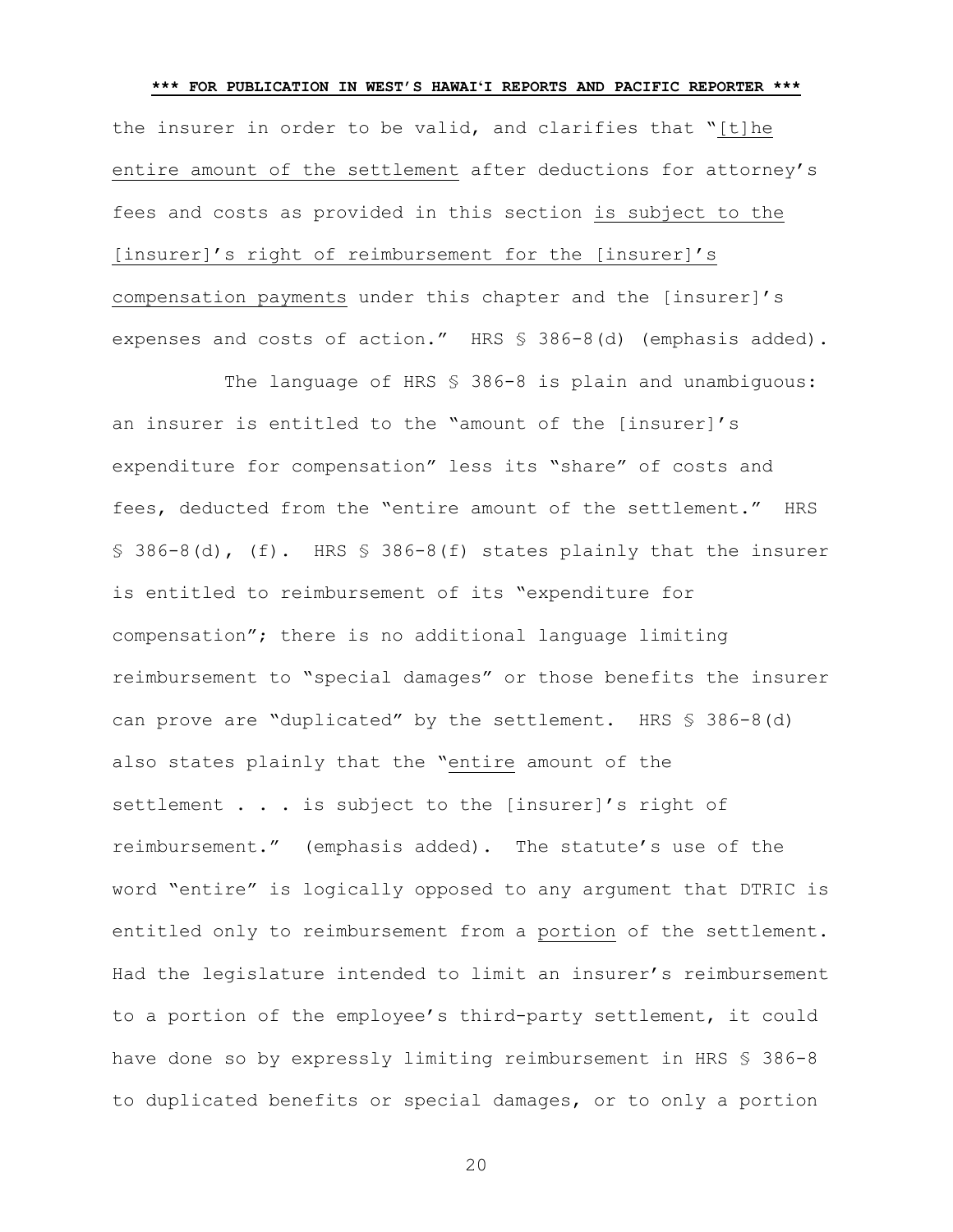the insurer in order to be valid, and clarifies that "[t]he entire amount of the settlement after deductions for attorney's fees and costs as provided in this section is subject to the [insurer]'s right of reimbursement for the [insurer]'s compensation payments under this chapter and the [insurer]'s expenses and costs of action." HRS § 386-8(d) (emphasis added).

The language of HRS § 386-8 is plain and unambiguous: an insurer is entitled to the "amount of the [insurer]'s expenditure for compensation" less its "share" of costs and fees, deducted from the "entire amount of the settlement." HRS § 386-8(d), (f). HRS § 386-8(f) states plainly that the insurer is entitled to reimbursement of its "expenditure for compensation"; there is no additional language limiting reimbursement to "special damages" or those benefits the insurer can prove are "duplicated" by the settlement. HRS § 386-8(d) also states plainly that the "entire amount of the settlement . . . is subject to the [insurer]'s right of reimbursement." (emphasis added). The statute's use of the word "entire" is logically opposed to any argument that DTRIC is entitled only to reimbursement from a portion of the settlement. Had the legislature intended to limit an insurer's reimbursement to a portion of the employee's third-party settlement, it could have done so by expressly limiting reimbursement in HRS § 386-8 to duplicated benefits or special damages, or to only a portion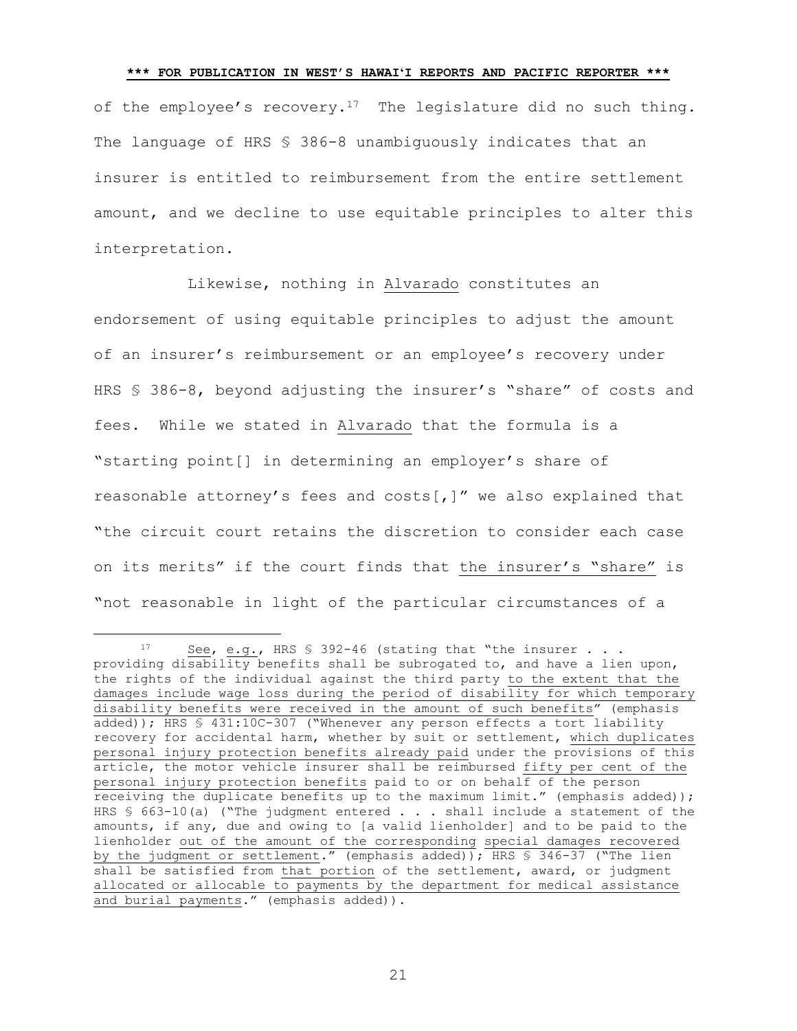of the employee's recovery.[17] The legislature did no such thing. The language of HRS § 386-8 unambiguously indicates that an insurer is entitled to reimbursement from the entire settlement amount, and we decline to use equitable principles to alter this interpretation.

Likewise, nothing in Alvarado constitutes an endorsement of using equitable principles to adjust the amount of an insurer's reimbursement or an employee's recovery under HRS § 386-8, beyond adjusting the insurer's "share" of costs and fees. While we stated in Alvarado that the formula is a "starting point[] in determining an employer's share of reasonable attorney's fees and costs[,]" we also explained that "the circuit court retains the discretion to consider each case on its merits" if the court finds that the insurer's "share" is "not reasonable in light of the particular circumstances of a

---

[17] See, e.g., HRS § 392-46 (stating that "the insurer . . . providing disability benefits shall be subrogated to, and have a lien upon, the rights of the individual against the third party to the extent that the damages include wage loss during the period of disability for which temporary disability benefits were received in the amount of such benefits" (emphasis added)); HRS § 431:10C-307 ("Whenever any person effects a tort liability recovery for accidental harm, whether by suit or settlement, which duplicates personal injury protection benefits already paid under the provisions of this article, the motor vehicle insurer shall be reimbursed fifty per cent of the personal injury protection benefits paid to or on behalf of the person receiving the duplicate benefits up to the maximum limit." (emphasis added)); HRS § 663-10(a) ("The judgment entered . . . shall include a statement of the amounts, if any, due and owing to [a valid lienholder] and to be paid to the lienholder out of the amount of the corresponding special damages recovered by the judgment or settlement." (emphasis added)); HRS § 346-37 ("The lien shall be satisfied from that portion of the settlement, award, or judgment allocated or allocable to payments by the department for medical assistance and burial payments." (emphasis added)).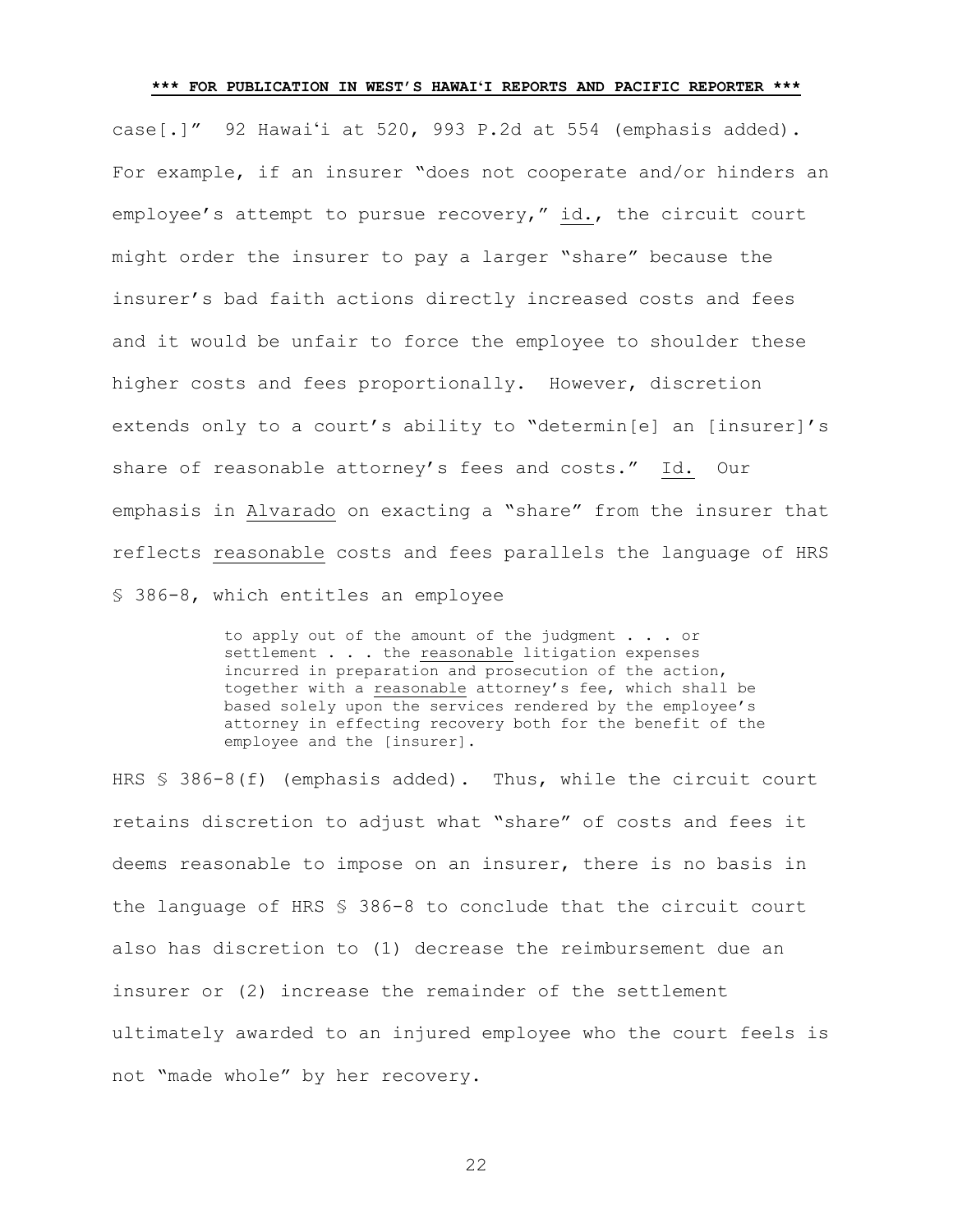case[.]" 92 Hawai'i at 520, 993 P.2d at 554 (emphasis added). For example, if an insurer "does not cooperate and/or hinders an employee's attempt to pursue recovery," id., the circuit court might order the insurer to pay a larger "share" because the insurer's bad faith actions directly increased costs and fees and it would be unfair to force the employee to shoulder these higher costs and fees proportionally. However, discretion extends only to a court's ability to "determin[e] an [insurer]'s share of reasonable attorney's fees and costs." Id. Our emphasis in Alvarado on exacting a "share" from the insurer that reflects reasonable costs and fees parallels the language of HRS § 386-8, which entitles an employee

> to apply out of the amount of the judgment . . . or settlement . . . the reasonable litigation expenses incurred in preparation and prosecution of the action, together with a reasonable attorney's fee, which shall be based solely upon the services rendered by the employee's attorney in effecting recovery both for the benefit of the employee and the [insurer].

HRS § 386-8(f) (emphasis added). Thus, while the circuit court retains discretion to adjust what "share" of costs and fees it deems reasonable to impose on an insurer, there is no basis in the language of HRS § 386-8 to conclude that the circuit court also has discretion to (1) decrease the reimbursement due an insurer or (2) increase the remainder of the settlement ultimately awarded to an injured employee who the court feels is not "made whole" by her recovery.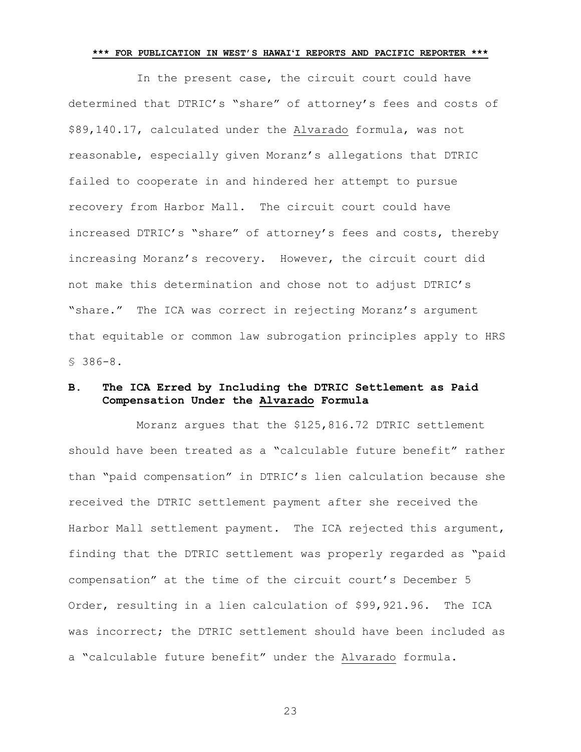In the present case, the circuit court could have determined that DTRIC's "share" of attorney's fees and costs of $89,140.17, calculated under the Alvarado formula, was not reasonable, especially given Moranz's allegations that DTRIC failed to cooperate in and hindered her attempt to pursue recovery from Harbor Mall. The circuit court could have increased DTRIC's "share" of attorney's fees and costs, thereby increasing Moranz's recovery. However, the circuit court did not make this determination and chose not to adjust DTRIC's "share." The ICA was correct in rejecting Moranz's argument that equitable or common law subrogation principles apply to HRS § 386-8.

### B. The ICA Erred by Including the DTRIC Settlement as Paid Compensation Under the Alvarado Formula

Moranz argues that the $125,816.72 DTRIC settlement should have been treated as a "calculable future benefit" rather than "paid compensation" in DTRIC's lien calculation because she received the DTRIC settlement payment after she received the Harbor Mall settlement payment. The ICA rejected this argument, finding that the DTRIC settlement was properly regarded as "paid compensation" at the time of the circuit court's December 5 Order, resulting in a lien calculation of $99,921.96. The ICA was incorrect; the DTRIC settlement should have been included as a "calculable future benefit" under the Alvarado formula.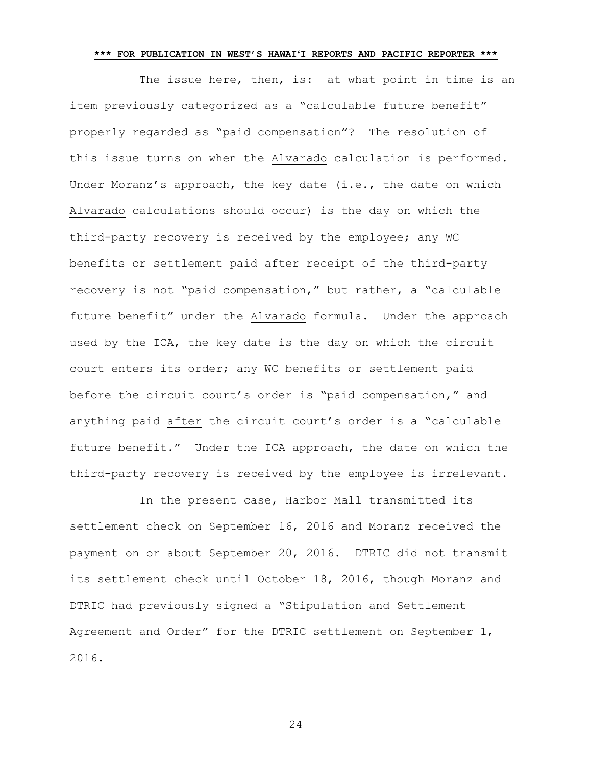The issue here, then, is: at what point in time is an item previously categorized as a "calculable future benefit" properly regarded as "paid compensation"? The resolution of this issue turns on when the Alvarado calculation is performed. Under Moranz's approach, the key date (i.e., the date on which Alvarado calculations should occur) is the day on which the third-party recovery is received by the employee; any WC benefits or settlement paid after receipt of the third-party recovery is not "paid compensation," but rather, a "calculable future benefit" under the Alvarado formula. Under the approach used by the ICA, the key date is the day on which the circuit court enters its order; any WC benefits or settlement paid before the circuit court's order is "paid compensation," and anything paid after the circuit court's order is a "calculable future benefit." Under the ICA approach, the date on which the third-party recovery is received by the employee is irrelevant.

In the present case, Harbor Mall transmitted its settlement check on September 16, 2016 and Moranz received the payment on or about September 20, 2016. DTRIC did not transmit its settlement check until October 18, 2016, though Moranz and DTRIC had previously signed a "Stipulation and Settlement Agreement and Order" for the DTRIC settlement on September 1, 2016.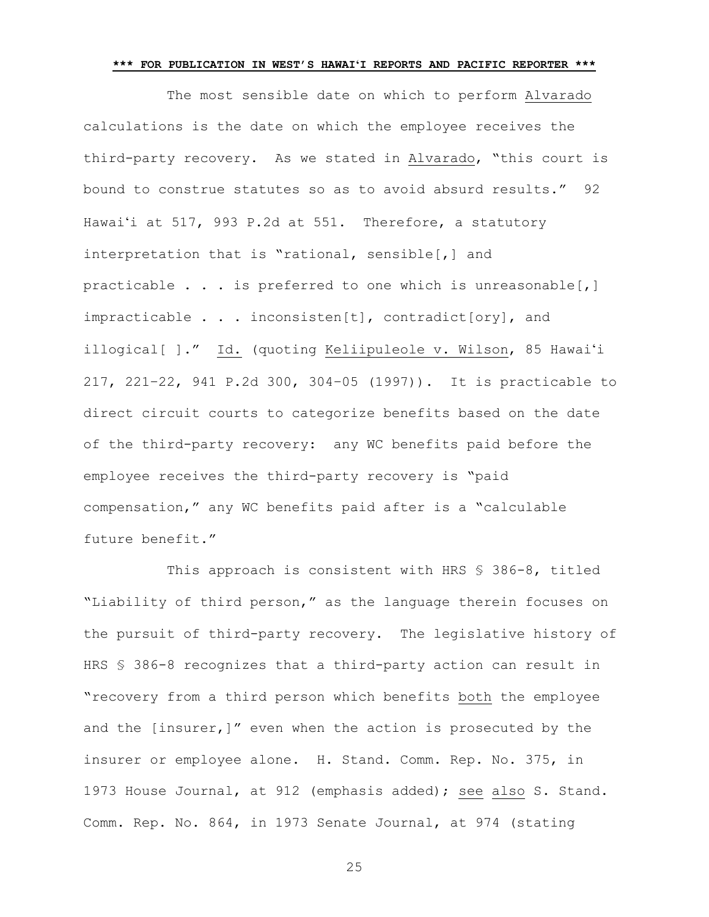The most sensible date on which to perform <u>Alvarado</u> calculations is the date on which the employee receives the third-party recovery. As we stated in <u>Alvarado</u>, "this court is bound to construe statutes so as to avoid absurd results." 92 Hawaiʻi at 517, 993 P.2d at 551. Therefore, a statutory interpretation that is "rational, sensible[,] and practicable . . . is preferred to one which is unreasonable[,] impracticable . . . inconsisten[t], contradict[ory], and illogical[ ]." <u>Id.</u> (quoting <u>Keliipuleole v. Wilson</u>, 85 Hawaiʻi 217, 221–22, 941 P.2d 300, 304–05 (1997)). It is practicable to direct circuit courts to categorize benefits based on the date of the third-party recovery: any WC benefits paid before the employee receives the third-party recovery is "paid compensation," any WC benefits paid after is a "calculable future benefit."

This approach is consistent with HRS § 386-8, titled "Liability of third person," as the language therein focuses on the pursuit of third-party recovery. The legislative history of HRS § 386-8 recognizes that a third-party action can result in "recovery from a third person which benefits <u>both</u> the employee and the [insurer,]" even when the action is prosecuted by the insurer or employee alone. H. Stand. Comm. Rep. No. 375, in 1973 House Journal, at 912 (emphasis added); <u>see</u> <u>also</u> S. Stand. Comm. Rep. No. 864, in 1973 Senate Journal, at 974 (stating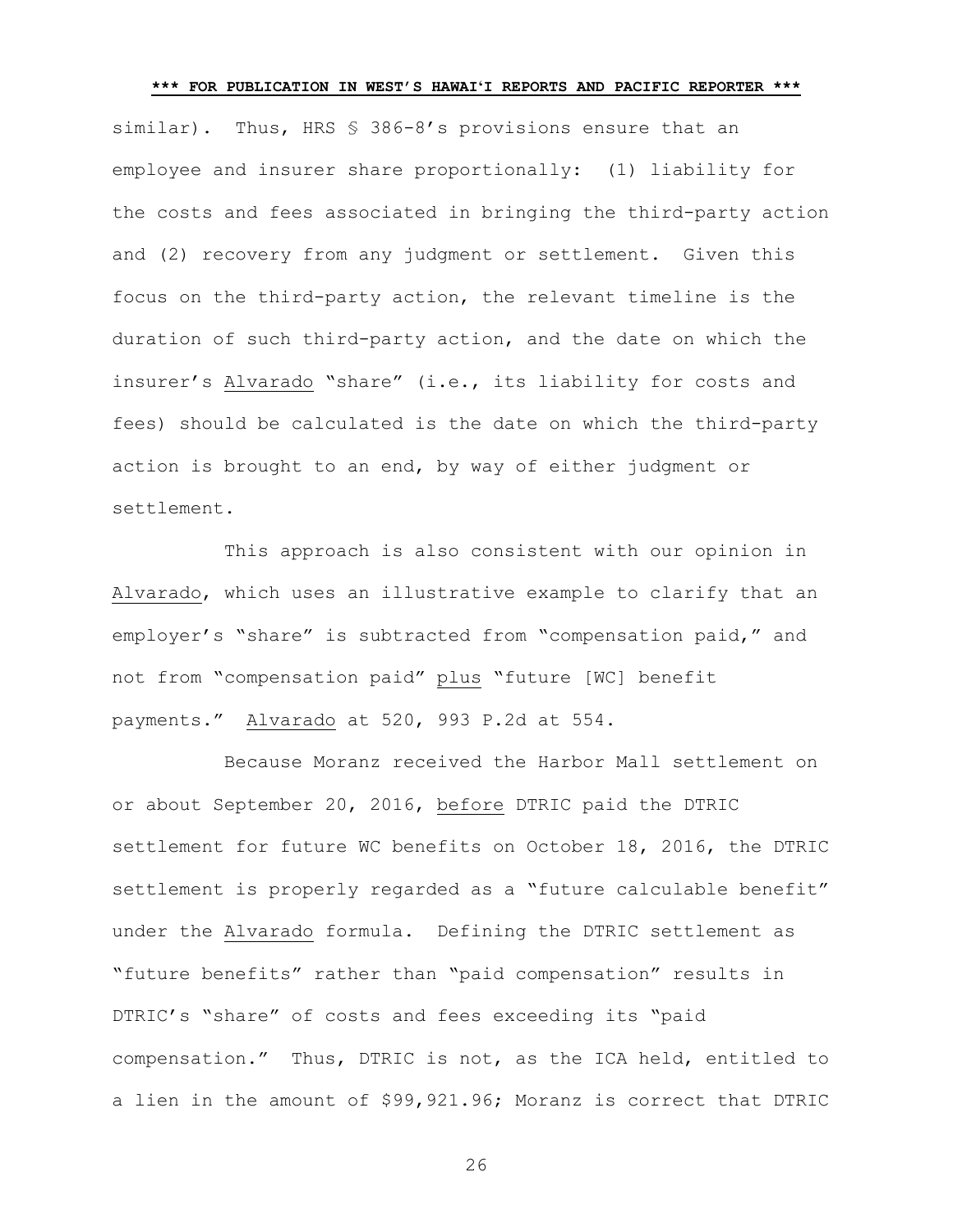similar). Thus, HRS § 386-8's provisions ensure that an employee and insurer share proportionally: (1) liability for the costs and fees associated in bringing the third-party action and (2) recovery from any judgment or settlement. Given this focus on the third-party action, the relevant timeline is the duration of such third-party action, and the date on which the insurer's Alvarado "share" (i.e., its liability for costs and fees) should be calculated is the date on which the third-party action is brought to an end, by way of either judgment or settlement.

This approach is also consistent with our opinion in Alvarado, which uses an illustrative example to clarify that an employer's "share" is subtracted from "compensation paid," and not from "compensation paid" plus "future [WC] benefit payments." Alvarado at 520, 993 P.2d at 554.

Because Moranz received the Harbor Mall settlement on or about September 20, 2016, before DTRIC paid the DTRIC settlement for future WC benefits on October 18, 2016, the DTRIC settlement is properly regarded as a "future calculable benefit" under the Alvarado formula. Defining the DTRIC settlement as "future benefits" rather than "paid compensation" results in DTRIC's "share" of costs and fees exceeding its "paid compensation." Thus, DTRIC is not, as the ICA held, entitled to a lien in the amount of $99,921.96; Moranz is correct that DTRIC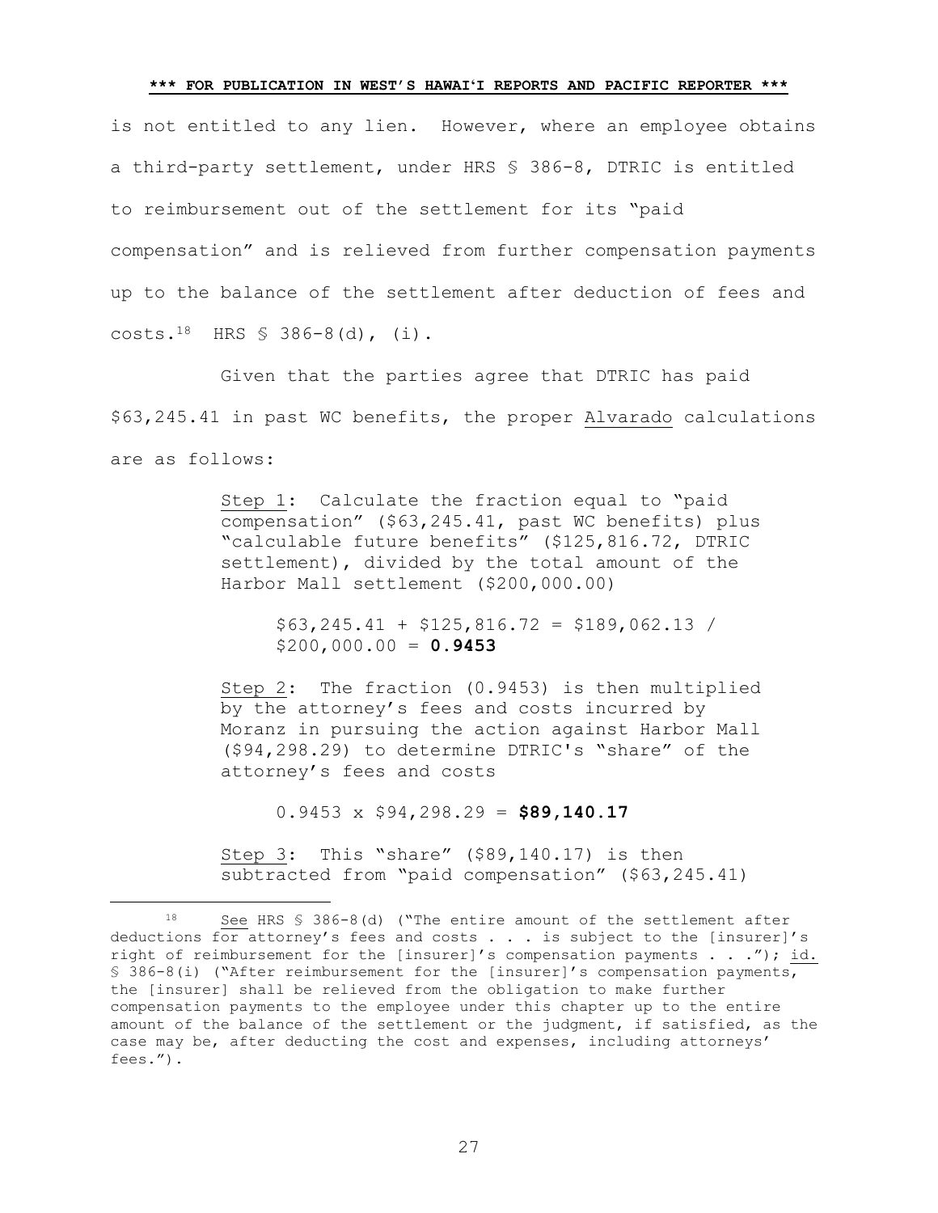is not entitled to any lien. However, where an employee obtains a third-party settlement, under HRS § 386-8, DTRIC is entitled to reimbursement out of the settlement for its "paid compensation" and is relieved from further compensation payments up to the balance of the settlement after deduction of fees and costs.[18] HRS § 386-8(d), (i).

Given that the parties agree that DTRIC has paid \$63,245.41 in past WC benefits, the proper Alvarado calculations are as follows:

> Step 1: Calculate the fraction equal to "paid compensation" (\$63,245.41, past WC benefits) plus "calculable future benefits" (\$125,816.72, DTRIC settlement), divided by the total amount of the Harbor Mall settlement (\$200,000.00)
>
> > \$63,245.41 + \$125,816.72 = \$189,062.13 / \$200,000.00 = **0.9453**
>
> Step 2: The fraction (0.9453) is then multiplied by the attorney's fees and costs incurred by Moranz in pursuing the action against Harbor Mall (\$94,298.29) to determine DTRIC's "share" of the attorney's fees and costs
>
> > 0.9453 x \$94,298.29 = **\$89,140.17**
>
> Step 3: This "share" (\$89,140.17) is then subtracted from "paid compensation" (\$63,245.41)

---

[18] See HRS § 386-8(d) ("The entire amount of the settlement after deductions for attorney's fees and costs . . . is subject to the [insurer]'s right of reimbursement for the [insurer]'s compensation payments . . ."); id. § 386-8(i) ("After reimbursement for the [insurer]'s compensation payments, the [insurer] shall be relieved from the obligation to make further compensation payments to the employee under this chapter up to the entire amount of the balance of the settlement or the judgment, if satisfied, as the case may be, after deducting the cost and expenses, including attorneys' fees.").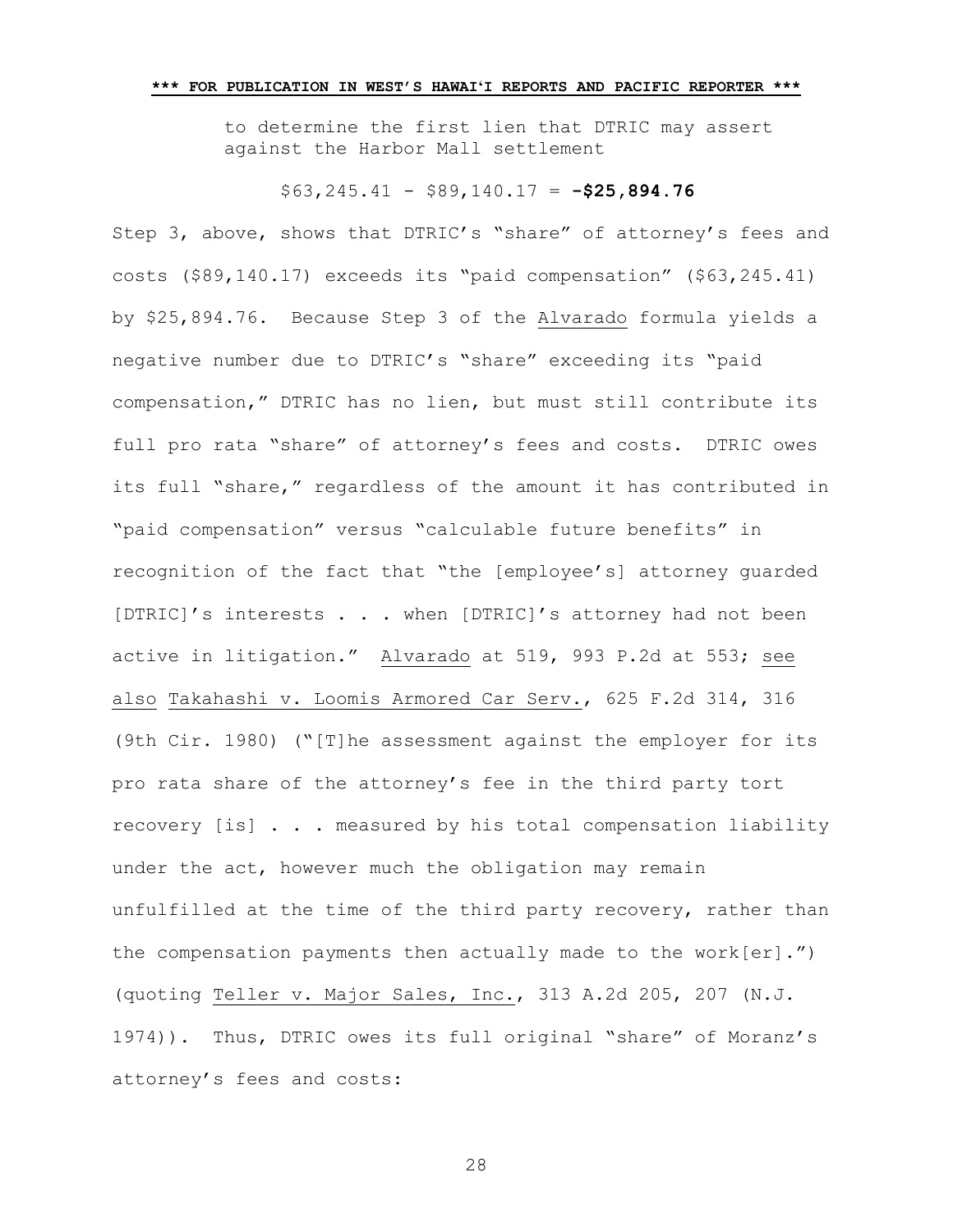to determine the first lien that DTRIC may assert against the Harbor Mall settlement

$63,245.41 - $89,140.17 = **-$25,894.76**

Step 3, above, shows that DTRIC's "share" of attorney's fees and costs ($89,140.17) exceeds its "paid compensation" ($63,245.41) by $25,894.76. Because Step 3 of the Alvarado formula yields a negative number due to DTRIC's "share" exceeding its "paid compensation," DTRIC has no lien, but must still contribute its full pro rata "share" of attorney's fees and costs. DTRIC owes its full "share," regardless of the amount it has contributed in "paid compensation" versus "calculable future benefits" in recognition of the fact that "the [employee's] attorney guarded [DTRIC]'s interests . . . when [DTRIC]'s attorney had not been active in litigation." Alvarado at 519, 993 P.2d at 553; see also Takahashi v. Loomis Armored Car Serv., 625 F.2d 314, 316 (9th Cir. 1980) ("[T]he assessment against the employer for its pro rata share of the attorney's fee in the third party tort recovery [is] . . . measured by his total compensation liability under the act, however much the obligation may remain unfulfilled at the time of the third party recovery, rather than the compensation payments then actually made to the work[er].") (quoting Teller v. Major Sales, Inc., 313 A.2d 205, 207 (N.J. 1974)). Thus, DTRIC owes its full original "share" of Moranz's attorney's fees and costs: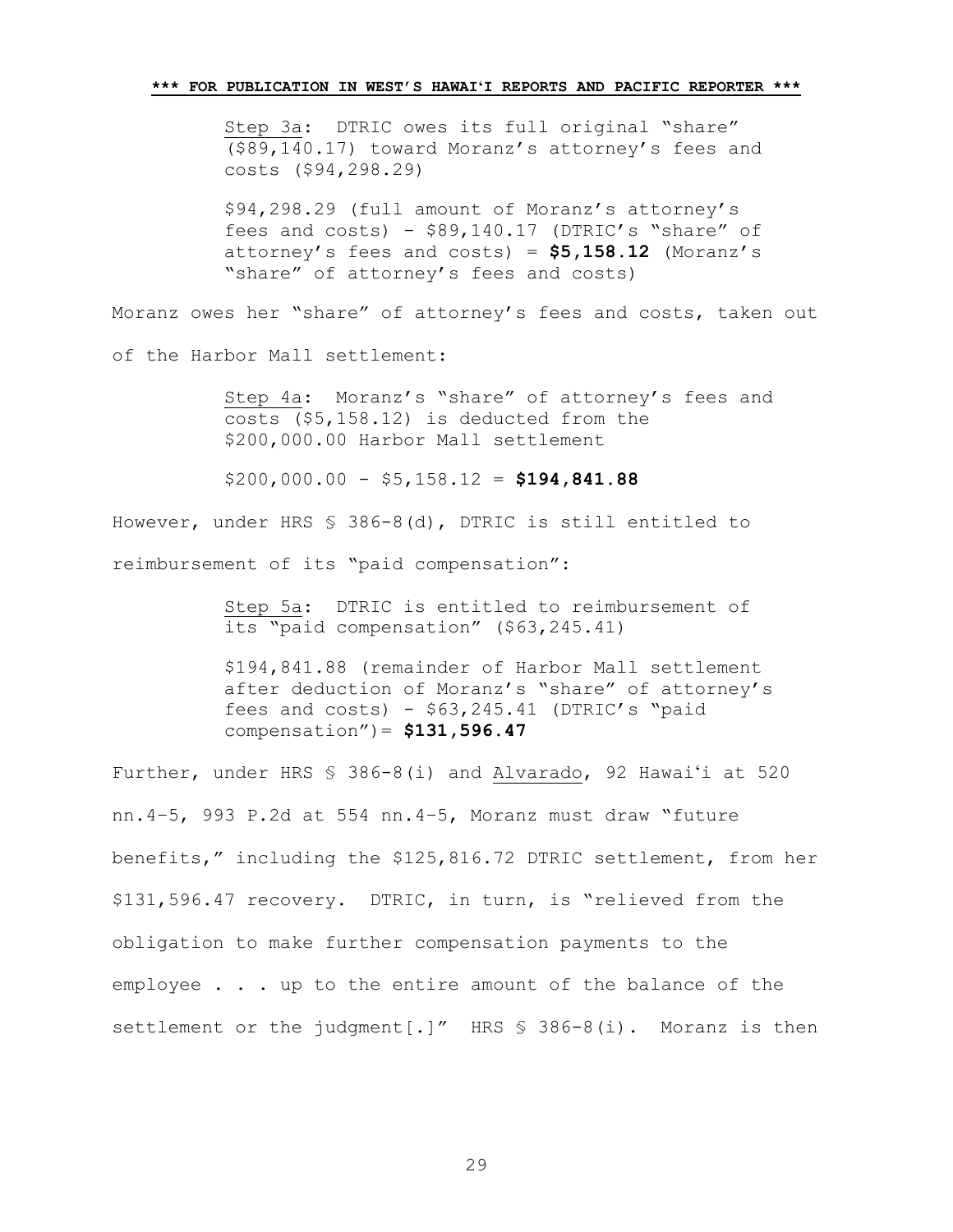> <u>Step 3a</u>: DTRIC owes its full original "share" ($89,140.17) toward Moranz's attorney's fees and costs ($94,298.29)
>
> $94,298.29 (full amount of Moranz's attorney's fees and costs) - $89,140.17 (DTRIC's "share" of attorney's fees and costs) = **$5,158.12** (Moranz's "share" of attorney's fees and costs)

Moranz owes her "share" of attorney's fees and costs, taken out of the Harbor Mall settlement:

> <u>Step 4a</u>: Moranz's "share" of attorney's fees and costs ($5,158.12) is deducted from the $200,000.00 Harbor Mall settlement
>
> $200,000.00 - $5,158.12 = **$194,841.88**

However, under HRS § 386-8(d), DTRIC is still entitled to reimbursement of its "paid compensation":

> <u>Step 5a</u>: DTRIC is entitled to reimbursement of its "paid compensation" ($63,245.41)
>
> $194,841.88 (remainder of Harbor Mall settlement after deduction of Moranz's "share" of attorney's fees and costs) - $63,245.41 (DTRIC's "paid compensation")= **$131,596.47**

Further, under HRS § 386-8(i) and <u>Alvarado</u>, 92 Hawaiʻi at 520 nn.4–5, 993 P.2d at 554 nn.4–5, Moranz must draw "future benefits," including the $125,816.72 DTRIC settlement, from her $131,596.47 recovery. DTRIC, in turn, is "relieved from the obligation to make further compensation payments to the employee . . . up to the entire amount of the balance of the settlement or the judgment[.]" HRS § 386-8(i). Moranz is then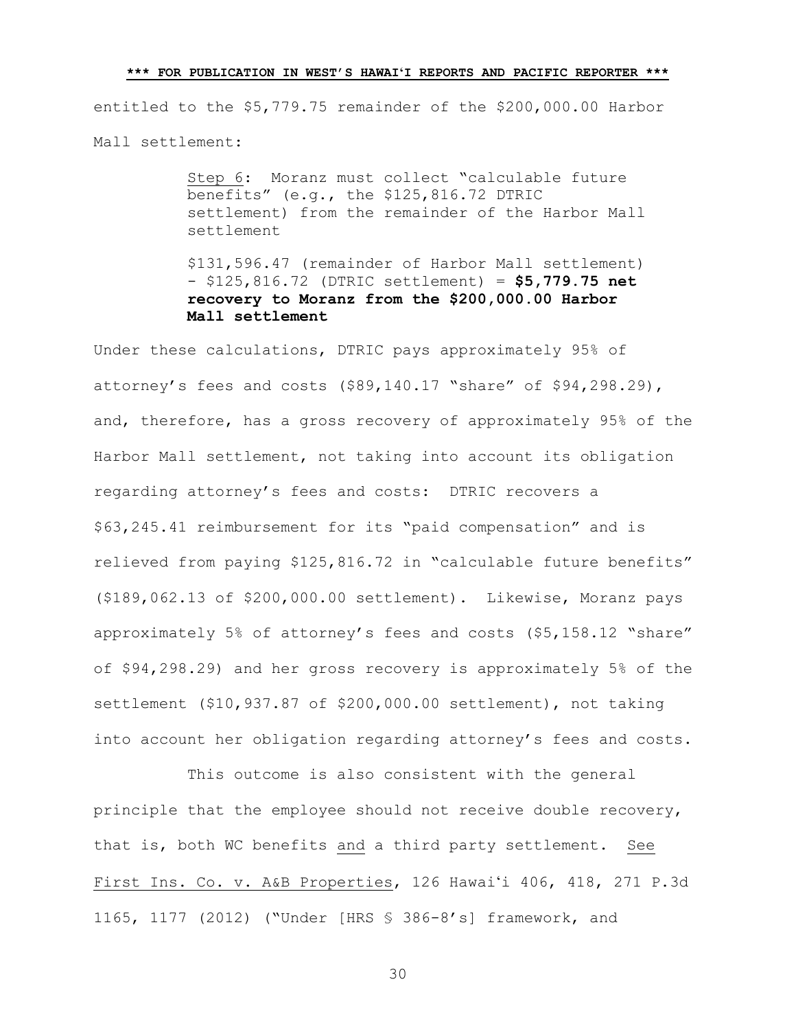entitled to the $5,779.75 remainder of the $200,000.00 Harbor Mall settlement:

> Step 6: Moranz must collect "calculable future benefits" (e.g., the $125,816.72 DTRIC settlement) from the remainder of the Harbor Mall settlement
>
> $131,596.47 (remainder of Harbor Mall settlement) - $125,816.72 (DTRIC settlement) = **$5,779.75 net recovery to Moranz from the $200,000.00 Harbor Mall settlement**

Under these calculations, DTRIC pays approximately 95% of attorney's fees and costs ($89,140.17 "share" of $94,298.29), and, therefore, has a gross recovery of approximately 95% of the Harbor Mall settlement, not taking into account its obligation regarding attorney's fees and costs: DTRIC recovers a $63,245.41 reimbursement for its "paid compensation" and is relieved from paying $125,816.72 in "calculable future benefits" ($189,062.13 of $200,000.00 settlement). Likewise, Moranz pays approximately 5% of attorney's fees and costs ($5,158.12 "share" of $94,298.29) and her gross recovery is approximately 5% of the settlement ($10,937.87 of $200,000.00 settlement), not taking into account her obligation regarding attorney's fees and costs.

This outcome is also consistent with the general principle that the employee should not receive double recovery, that is, both WC benefits and a third party settlement. See First Ins. Co. v. A&B Properties, 126 Hawai'i 406, 418, 271 P.3d 1165, 1177 (2012) ("Under [HRS § 386-8's] framework, and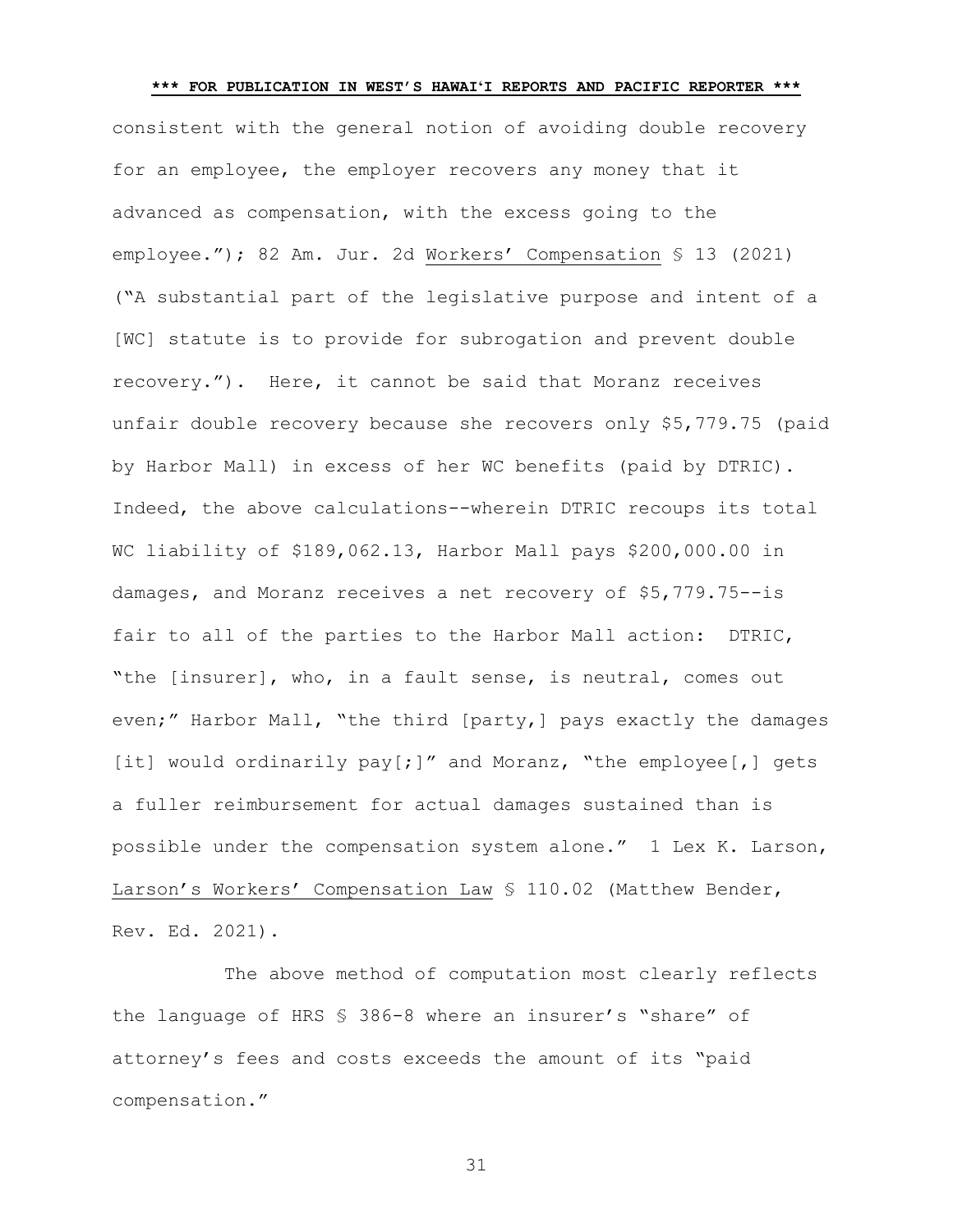consistent with the general notion of avoiding double recovery for an employee, the employer recovers any money that it advanced as compensation, with the excess going to the employee."); 82 Am. Jur. 2d Workers' Compensation § 13 (2021) ("A substantial part of the legislative purpose and intent of a [WC] statute is to provide for subrogation and prevent double recovery."). Here, it cannot be said that Moranz receives unfair double recovery because she recovers only $5,779.75 (paid by Harbor Mall) in excess of her WC benefits (paid by DTRIC). Indeed, the above calculations--wherein DTRIC recoups its total WC liability of $189,062.13, Harbor Mall pays $200,000.00 in damages, and Moranz receives a net recovery of $5,779.75--is fair to all of the parties to the Harbor Mall action: DTRIC, "the [insurer], who, in a fault sense, is neutral, comes out even;" Harbor Mall, "the third [party,] pays exactly the damages [it] would ordinarily pay[;]" and Moranz, "the employee[,] gets a fuller reimbursement for actual damages sustained than is possible under the compensation system alone." 1 Lex K. Larson, Larson's Workers' Compensation Law § 110.02 (Matthew Bender, Rev. Ed. 2021).

The above method of computation most clearly reflects the language of HRS § 386-8 where an insurer's "share" of attorney's fees and costs exceeds the amount of its "paid compensation."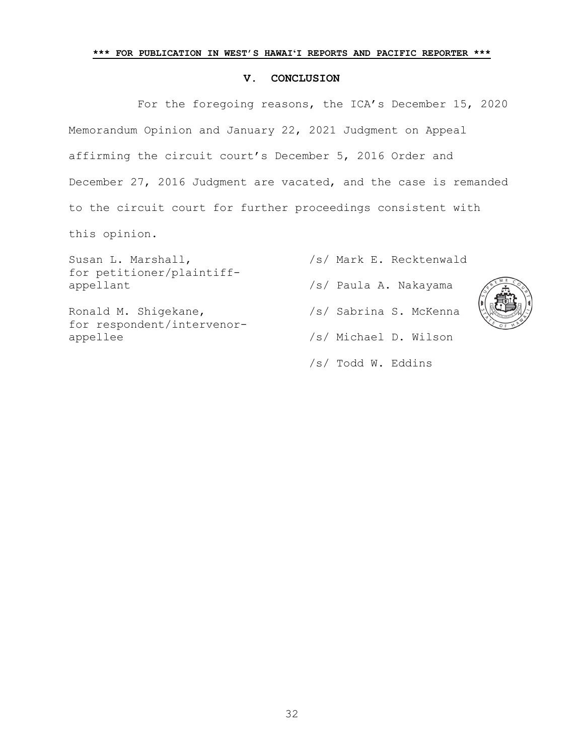## V. CONCLUSION

For the foregoing reasons, the ICA's December 15, 2020 Memorandum Opinion and January 22, 2021 Judgment on Appeal affirming the circuit court's December 5, 2016 Order and December 27, 2016 Judgment are vacated, and the case is remanded to the circuit court for further proceedings consistent with this opinion.

Susan L. Marshall, for petitioner/plaintiff-appellant

Ronald M. Shigekane, for respondent/intervenor-appellee

/s/ Mark E. Recktenwald

/s/ Paula A. Nakayama

/s/ Sabrina S. McKenna

/s/ Michael D. Wilson

/s/ Todd W. Eddins